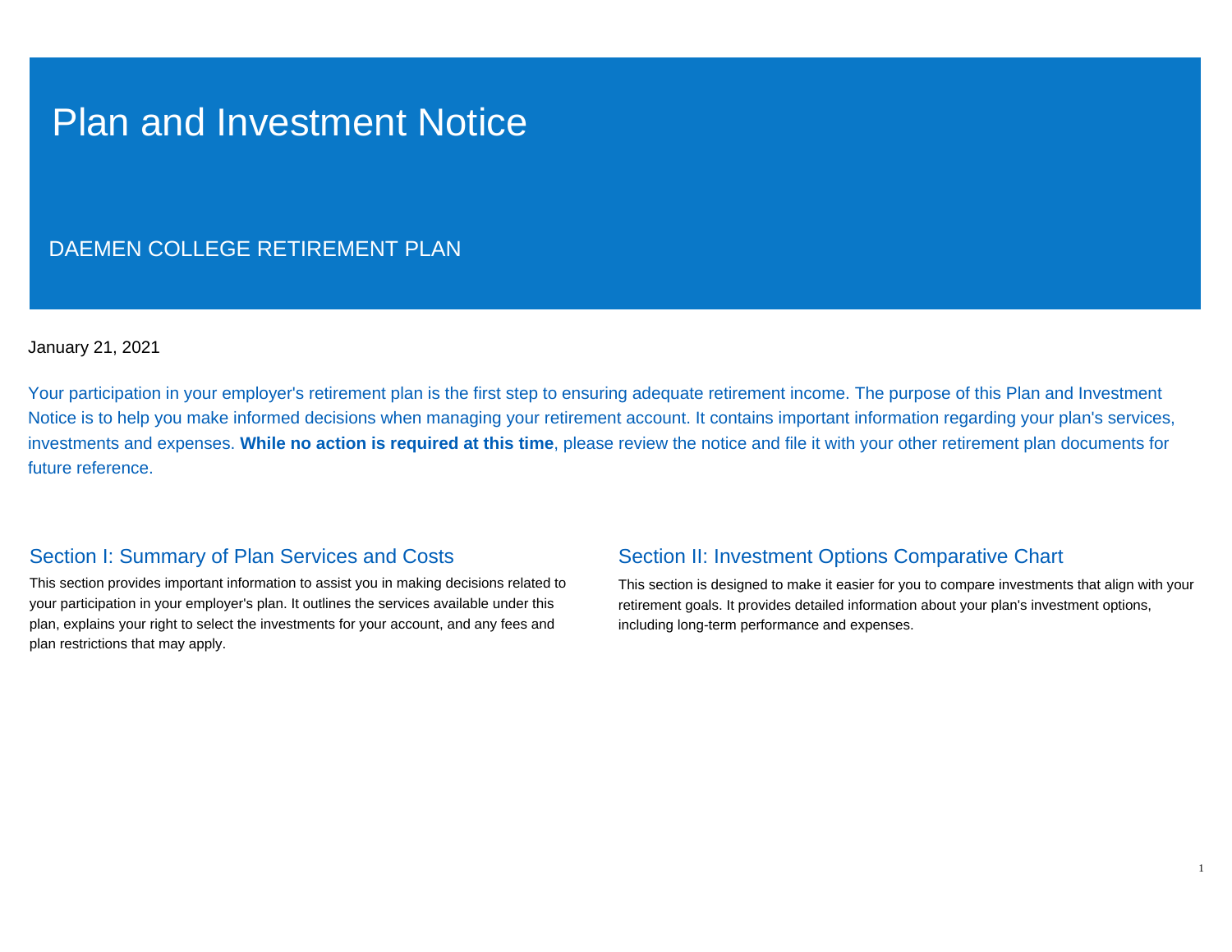# Plan and Investment Notice

## DAEMEN COLLEGE RETIREMENT PLAN

January 21, 2021

Your participation in your employer's retirement plan is the first step to ensuring adequate retirement income. The purpose of this Plan and Investment Notice is to help you make informed decisions when managing your retirement account. It contains important information regarding your plan's services, investments and expenses. **While no action is required at this time**, please review the notice and file it with your other retirement plan documents for future reference.

### Section I: Summary of Plan Services and Costs

This section provides important information to assist you in making decisions related to your participation in your employer's plan. It outlines the services available under this plan, explains your right to select the investments for your account, and any fees and plan restrictions that may apply.

### Section II: Investment Options Comparative Chart

This section is designed to make it easier for you to compare investments that align with your retirement goals. It provides detailed information about your plan's investment options, including long-term performance and expenses.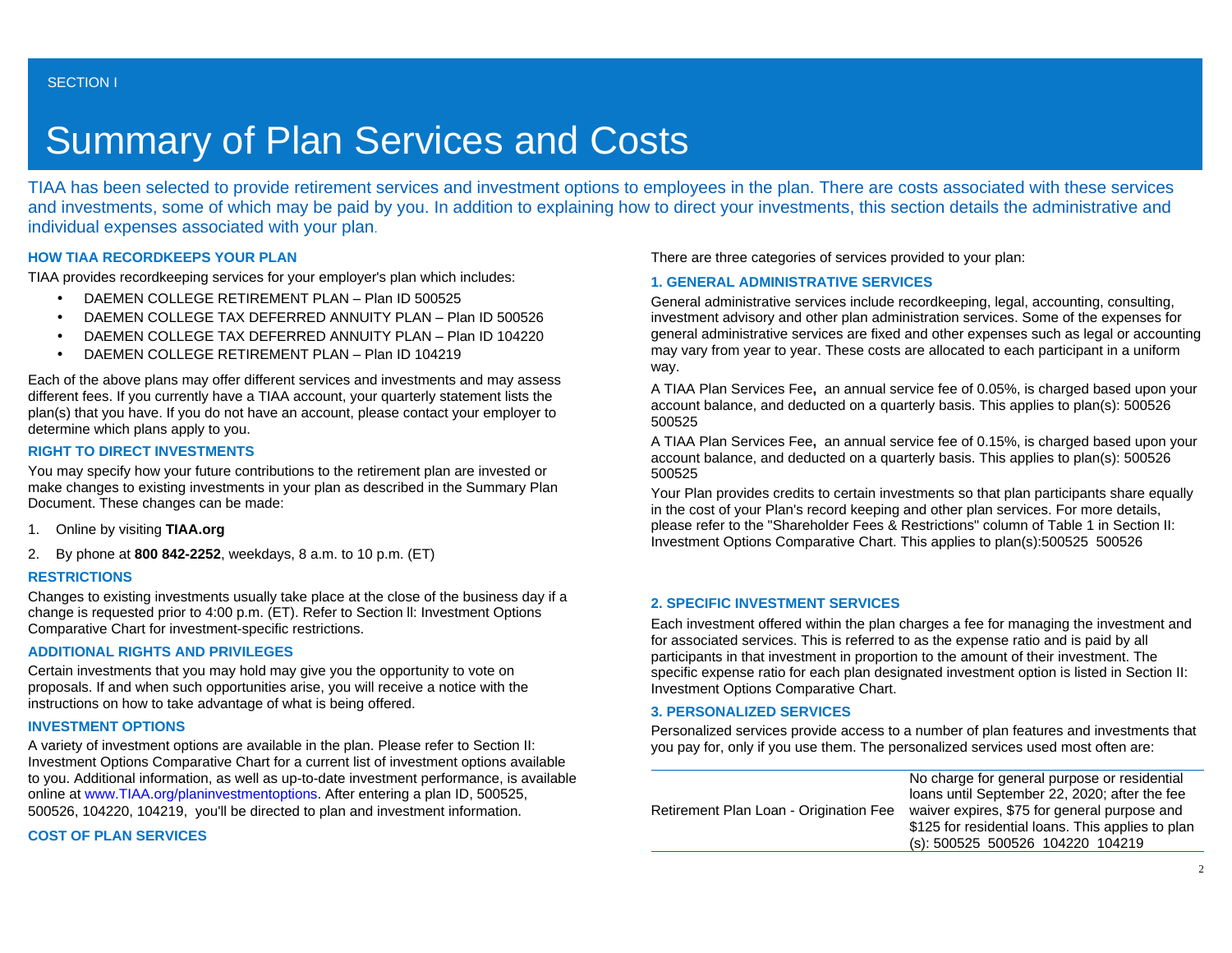SECTION I

# Summary of Plan Services and Costs

TIAA has been selected to provide retirement services and investment options to employees in the plan. There are costs associated with these services and investments, some of which may be paid by you. In addition to explaining how to direct your investments, this section details the administrative and individual expenses associated with your plan.

### HOW TIAA RECORDKEEPS YOUR PLAN

TIAA provides recordkeeping services for your employer's plan which includes:

- DAEMEN COLLEGE RETIREMENT PLAN – Plan ID 500525
- DAEMEN COLLEGE TAX DEFERRED ANNUITY PLAN – Plan ID 500526
- DAEMEN COLLEGE TAX DEFERRED ANNUITY PLAN – Plan ID 104220
- DAEMEN COLLEGE RETIREMENT PLAN – Plan ID 104219

Each of the above plans may offer different services and investments and may assess different fees. If you currently have a TIAA account, your quarterly statement lists the plan(s) that you have. If you do not have an account, please contact your employer to determine which plans apply to you.

### RIGHT TO DIRECT INVESTMENTS

You may specify how your future contributions to the retirement plan are invested or make changes to existing investments in your plan as described in the Summary Plan Document. These changes can be made:

1. Online by visiting **TIAA.org**
2. By phone at **800 842-2252**, weekdays, 8 a.m. to 10 p.m. (ET)

### RESTRICTIONS

Changes to existing investments usually take place at the close of the business day if a change is requested prior to 4:00 p.m. (ET). Refer to Section ll: Investment Options Comparative Chart for investment-specific restrictions.

### ADDITIONAL RIGHTS AND PRIVILEGES

Certain investments that you may hold may give you the opportunity to vote on proposals. If and when such opportunities arise, you will receive a notice with the instructions on how to take advantage of what is being offered.

### INVESTMENT OPTIONS

A variety of investment options are available in the plan. Please refer to Section II: Investment Options Comparative Chart for a current list of investment options available to you. Additional information, as well as up-to-date investment performance, is available online at www.TIAA.org/planinvestmentoptions. After entering a plan ID, 500525, 500526, 104220, 104219, you'll be directed to plan and investment information.

### COST OF PLAN SERVICES

There are three categories of services provided to your plan:

### 1. GENERAL ADMINISTRATIVE SERVICES

General administrative services include recordkeeping, legal, accounting, consulting, investment advisory and other plan administration services. Some of the expenses for general administrative services are fixed and other expenses such as legal or accounting may vary from year to year. These costs are allocated to each participant in a uniform way.

A TIAA Plan Services Fee**,** an annual service fee of 0.05%, is charged based upon your account balance, and deducted on a quarterly basis. This applies to plan(s): 500526 500525

A TIAA Plan Services Fee**,** an annual service fee of 0.15%, is charged based upon your account balance, and deducted on a quarterly basis. This applies to plan(s): 500526 500525

Your Plan provides credits to certain investments so that plan participants share equally in the cost of your Plan's record keeping and other plan services. For more details, please refer to the "Shareholder Fees & Restrictions" column of Table 1 in Section II: Investment Options Comparative Chart. This applies to plan(s):500525 500526

### 2. SPECIFIC INVESTMENT SERVICES

Each investment offered within the plan charges a fee for managing the investment and for associated services. This is referred to as the expense ratio and is paid by all participants in that investment in proportion to the amount of their investment. The specific expense ratio for each plan designated investment option is listed in Section II: Investment Options Comparative Chart.

### 3. PERSONALIZED SERVICES

Personalized services provide access to a number of plan features and investments that you pay for, only if you use them. The personalized services used most often are:

| | |
|---|---|
| Retirement Plan Loan - Origination Fee | No charge for general purpose or residential loans until September 22, 2020; after the fee waiver expires, $75 for general purpose and $125 for residential loans. This applies to plan (s): 500525 500526 104220 104219 |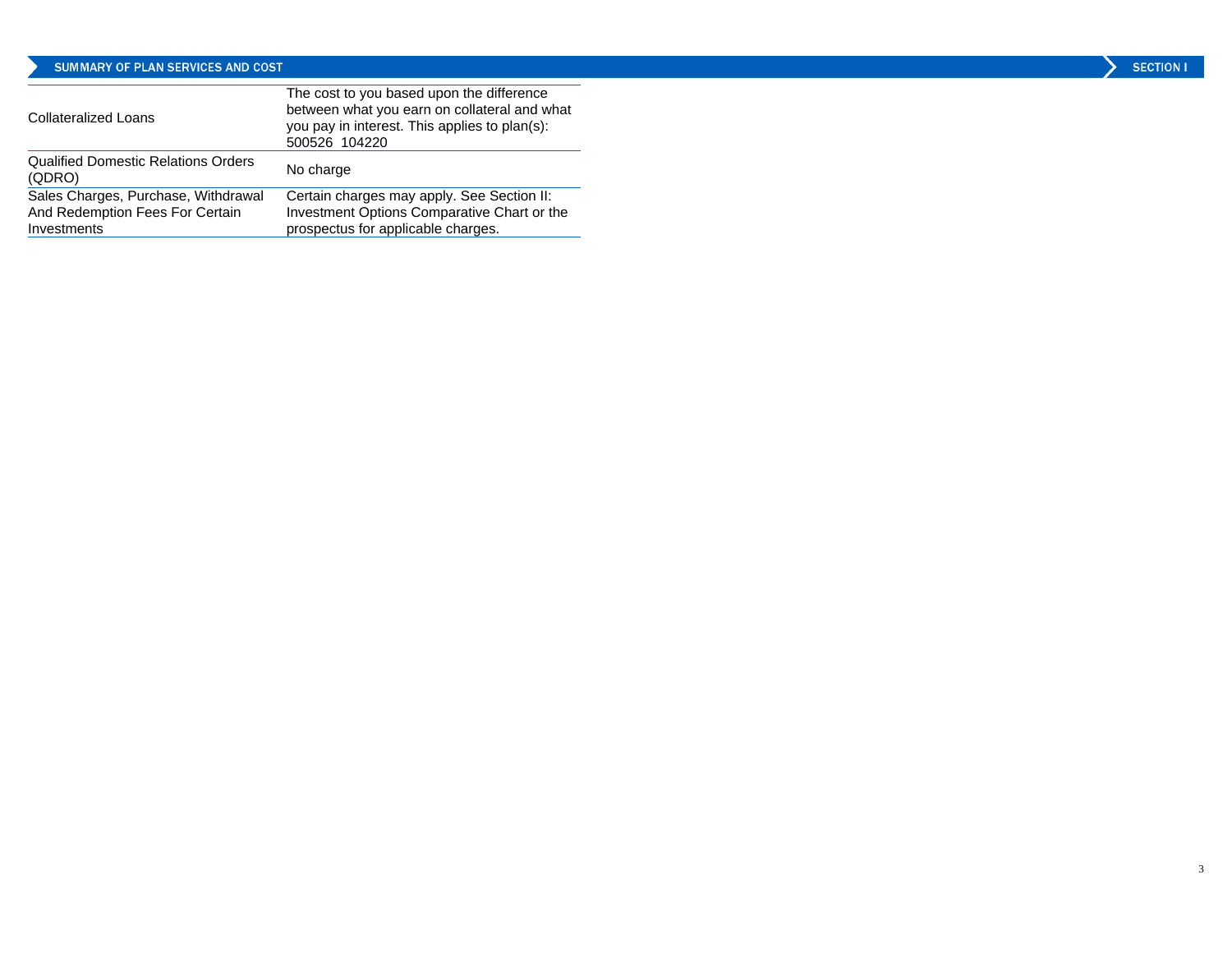| | |
|---|---|
| Collateralized Loans | The cost to you based upon the difference between what you earn on collateral and what you pay in interest. This applies to plan(s): 500526 104220 |
| Qualified Domestic Relations Orders (QDRO) | No charge |
| Sales Charges, Purchase, Withdrawal And Redemption Fees For Certain Investments | Certain charges may apply. See Section II: Investment Options Comparative Chart or the prospectus for applicable charges. |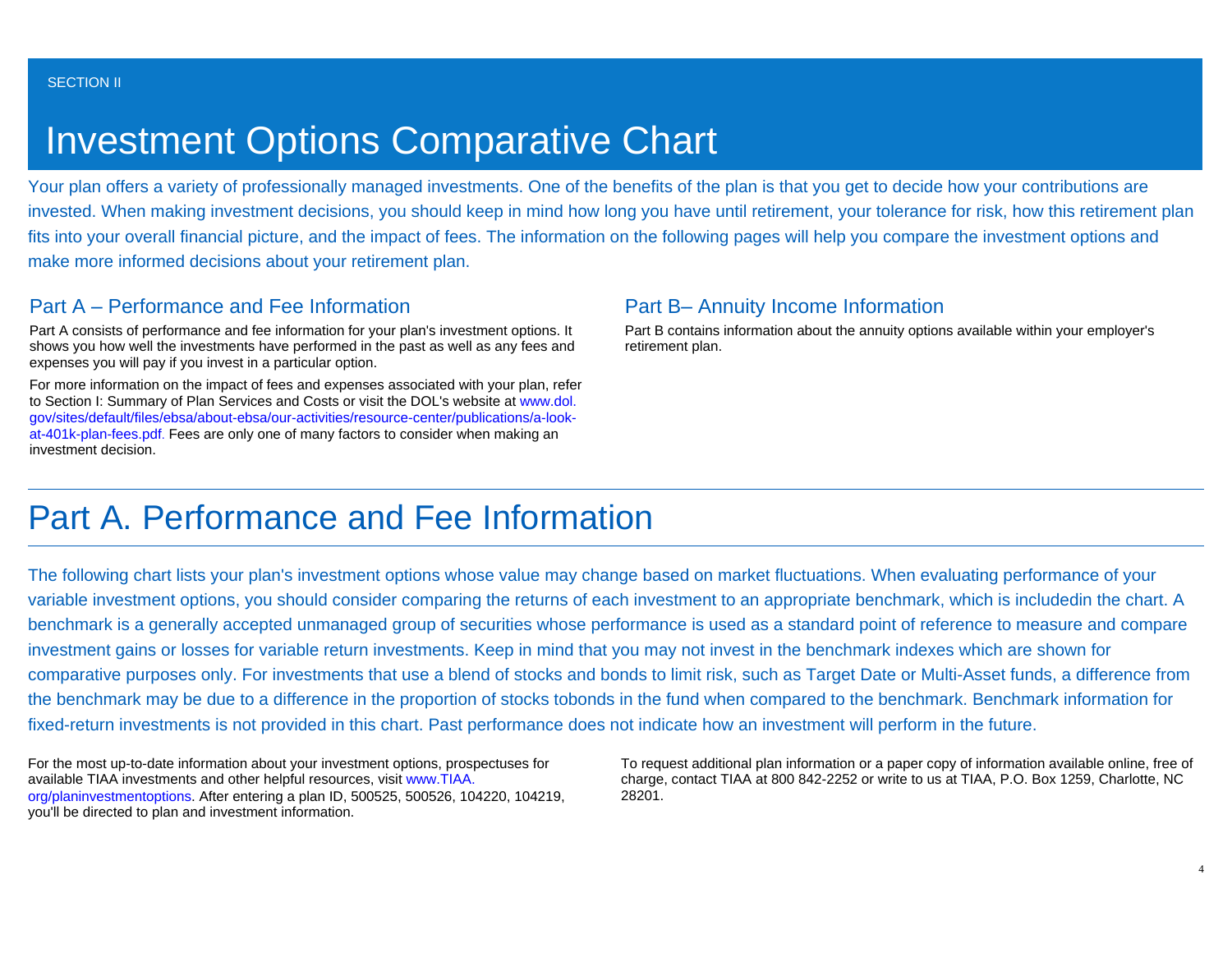SECTION II

# Investment Options Comparative Chart

Your plan offers a variety of professionally managed investments. One of the benefits of the plan is that you get to decide how your contributions are invested. When making investment decisions, you should keep in mind how long you have until retirement, your tolerance for risk, how this retirement plan fits into your overall financial picture, and the impact of fees. The information on the following pages will help you compare the investment options and make more informed decisions about your retirement plan.

### Part A – Performance and Fee Information

Part A consists of performance and fee information for your plan's investment options. It shows you how well the investments have performed in the past as well as any fees and expenses you will pay if you invest in a particular option.

For more information on the impact of fees and expenses associated with your plan, refer to Section I: Summary of Plan Services and Costs or visit the DOL's website at www.dol.gov/sites/default/files/ebsa/about-ebsa/our-activities/resource-center/publications/a-look-at-401k-plan-fees.pdf. Fees are only one of many factors to consider when making an investment decision.

### Part B– Annuity Income Information

Part B contains information about the annuity options available within your employer's retirement plan.

## Part A. Performance and Fee Information

The following chart lists your plan's investment options whose value may change based on market fluctuations. When evaluating performance of your variable investment options, you should consider comparing the returns of each investment to an appropriate benchmark, which is includedin the chart. A benchmark is a generally accepted unmanaged group of securities whose performance is used as a standard point of reference to measure and compare investment gains or losses for variable return investments. Keep in mind that you may not invest in the benchmark indexes which are shown for comparative purposes only. For investments that use a blend of stocks and bonds to limit risk, such as Target Date or Multi-Asset funds, a difference from the benchmark may be due to a difference in the proportion of stocks tobonds in the fund when compared to the benchmark. Benchmark information for fixed-return investments is not provided in this chart. Past performance does not indicate how an investment will perform in the future.

For the most up-to-date information about your investment options, prospectuses for available TIAA investments and other helpful resources, visit www.TIAA.org/planinvestmentoptions. After entering a plan ID, 500525, 500526, 104220, 104219, you'll be directed to plan and investment information.

To request additional plan information or a paper copy of information available online, free of charge, contact TIAA at 800 842-2252 or write to us at TIAA, P.O. Box 1259, Charlotte, NC 28201.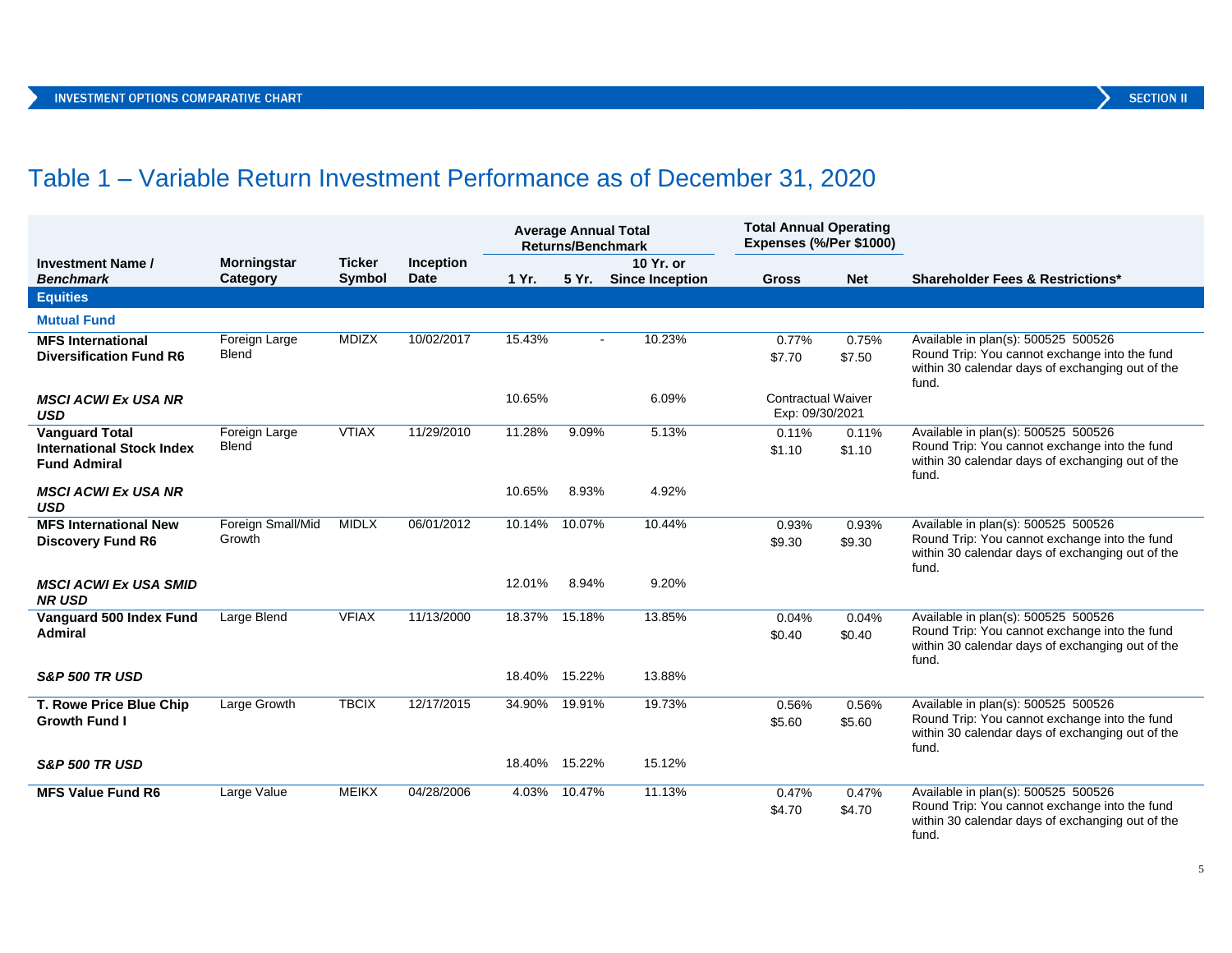INVESTMENT OPTIONS COMPARATIVE CHART — SECTION II

# Table 1 – Variable Return Investment Performance as of December 31, 2020

| Investment Name / *Benchmark* | Morningstar Category | Ticker Symbol | Inception Date | Average Annual Total Returns/Benchmark | | | Total Annual Operating Expenses (%/Per $1000) | | Shareholder Fees & Restrictions* |
|---|---|---|---|---|---|---|---|---|---|
| | | | | 1 Yr. | 5 Yr. | 10 Yr. or Since Inception | Gross | Net | |
| **Equities** | | | | | | | | | |
| **Mutual Fund** | | | | | | | | | |
| **MFS International Diversification Fund R6** | Foreign Large Blend | MDIZX | 10/02/2017 | 15.43% | - | 10.23% | 0.77% $7.70 | 0.75% $7.50 | Available in plan(s): 500525 500526 Round Trip: You cannot exchange into the fund within 30 calendar days of exchanging out of the fund. |
| ***MSCI ACWI Ex USA NR USD*** | | | | 10.65% | | 6.09% | Contractual Waiver Exp: 09/30/2021 | | |
| **Vanguard Total International Stock Index Fund Admiral** | Foreign Large Blend | VTIAX | 11/29/2010 | 11.28% | 9.09% | 5.13% | 0.11% $1.10 | 0.11% $1.10 | Available in plan(s): 500525 500526 Round Trip: You cannot exchange into the fund within 30 calendar days of exchanging out of the fund. |
| ***MSCI ACWI Ex USA NR USD*** | | | | 10.65% | 8.93% | 4.92% | | | |
| **MFS International New Discovery Fund R6** | Foreign Small/Mid Growth | MIDLX | 06/01/2012 | 10.14% | 10.07% | 10.44% | 0.93% $9.30 | 0.93% $9.30 | Available in plan(s): 500525 500526 Round Trip: You cannot exchange into the fund within 30 calendar days of exchanging out of the fund. |
| ***MSCI ACWI Ex USA SMID NR USD*** | | | | 12.01% | 8.94% | 9.20% | | | |
| **Vanguard 500 Index Fund Admiral** | Large Blend | VFIAX | 11/13/2000 | 18.37% | 15.18% | 13.85% | 0.04% $0.40 | 0.04% $0.40 | Available in plan(s): 500525 500526 Round Trip: You cannot exchange into the fund within 30 calendar days of exchanging out of the fund. |
| ***S&P 500 TR USD*** | | | | 18.40% | 15.22% | 13.88% | | | |
| **T. Rowe Price Blue Chip Growth Fund I** | Large Growth | TBCIX | 12/17/2015 | 34.90% | 19.91% | 19.73% | 0.56% $5.60 | 0.56% $5.60 | Available in plan(s): 500525 500526 Round Trip: You cannot exchange into the fund within 30 calendar days of exchanging out of the fund. |
| ***S&P 500 TR USD*** | | | | 18.40% | 15.22% | 15.12% | | | |
| **MFS Value Fund R6** | Large Value | MEIKX | 04/28/2006 | 4.03% | 10.47% | 11.13% | 0.47% $4.70 | 0.47% $4.70 | Available in plan(s): 500525 500526 Round Trip: You cannot exchange into the fund within 30 calendar days of exchanging out of the fund. |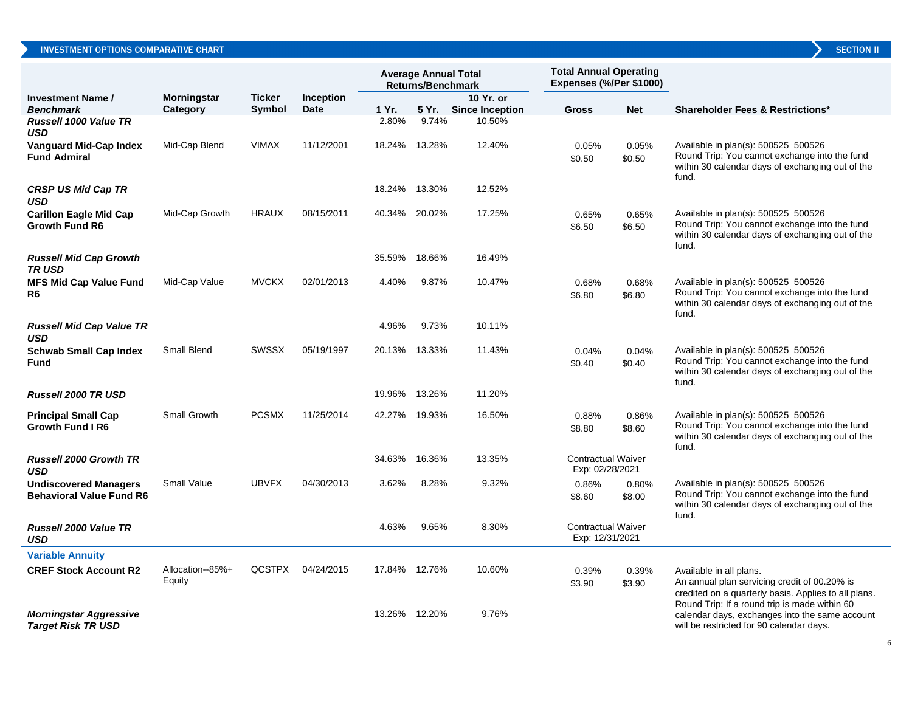## INVESTMENT OPTIONS COMPARATIVE CHART

SECTION II

| Investment Name / *Benchmark* | Morningstar Category | Ticker Symbol | Inception Date | Average Annual Total Returns/Benchmark 1 Yr. | 5 Yr. | 10 Yr. or Since Inception | Total Annual Operating Expenses (%/Per $1000) Gross | Net | Shareholder Fees & Restrictions* |
|---|---|---|---|---|---|---|---|---|---|
| ***Russell 1000 Value TR USD*** | | | | 2.80% | 9.74% | 10.50% | | | |
| **Vanguard Mid-Cap Index Fund Admiral** | Mid-Cap Blend | VIMAX | 11/12/2001 | 18.24% | 13.28% | 12.40% | 0.05% $0.50 | 0.05% $0.50 | Available in plan(s): 500525 500526 Round Trip: You cannot exchange into the fund within 30 calendar days of exchanging out of the fund. |
| ***CRSP US Mid Cap TR USD*** | | | | 18.24% | 13.30% | 12.52% | | | |
| **Carillon Eagle Mid Cap Growth Fund R6** | Mid-Cap Growth | HRAUX | 08/15/2011 | 40.34% | 20.02% | 17.25% | 0.65% $6.50 | 0.65% $6.50 | Available in plan(s): 500525 500526 Round Trip: You cannot exchange into the fund within 30 calendar days of exchanging out of the fund. |
| ***Russell Mid Cap Growth TR USD*** | | | | 35.59% | 18.66% | 16.49% | | | |
| **MFS Mid Cap Value Fund R6** | Mid-Cap Value | MVCKX | 02/01/2013 | 4.40% | 9.87% | 10.47% | 0.68% $6.80 | 0.68% $6.80 | Available in plan(s): 500525 500526 Round Trip: You cannot exchange into the fund within 30 calendar days of exchanging out of the fund. |
| ***Russell Mid Cap Value TR USD*** | | | | 4.96% | 9.73% | 10.11% | | | |
| **Schwab Small Cap Index Fund** | Small Blend | SWSSX | 05/19/1997 | 20.13% | 13.33% | 11.43% | 0.04% $0.40 | 0.04% $0.40 | Available in plan(s): 500525 500526 Round Trip: You cannot exchange into the fund within 30 calendar days of exchanging out of the fund. |
| ***Russell 2000 TR USD*** | | | | 19.96% | 13.26% | 11.20% | | | |
| **Principal Small Cap Growth Fund I R6** | Small Growth | PCSMX | 11/25/2014 | 42.27% | 19.93% | 16.50% | 0.88% $8.80 | 0.86% $8.60 | Available in plan(s): 500525 500526 Round Trip: You cannot exchange into the fund within 30 calendar days of exchanging out of the fund. |
| ***Russell 2000 Growth TR USD*** | | | | 34.63% | 16.36% | 13.35% | Contractual Waiver Exp: 02/28/2021 | | |
| **Undiscovered Managers Behavioral Value Fund R6** | Small Value | UBVFX | 04/30/2013 | 3.62% | 8.28% | 9.32% | 0.86% $8.60 | 0.80% $8.00 | Available in plan(s): 500525 500526 Round Trip: You cannot exchange into the fund within 30 calendar days of exchanging out of the fund. |
| ***Russell 2000 Value TR USD*** | | | | 4.63% | 9.65% | 8.30% | Contractual Waiver Exp: 12/31/2021 | | |
| **Variable Annuity** | | | | | | | | | |
| **CREF Stock Account R2** | Allocation--85%+ Equity | QCSTPX | 04/24/2015 | 17.84% | 12.76% | 10.60% | 0.39% $3.90 | 0.39% $3.90 | Available in all plans. An annual plan servicing credit of 00.20% is credited on a quarterly basis. Applies to all plans. Round Trip: If a round trip is made within 60 calendar days, exchanges into the same account will be restricted for 90 calendar days. |
| ***Morningstar Aggressive Target Risk TR USD*** | | | | 13.26% | 12.20% | 9.76% | | | |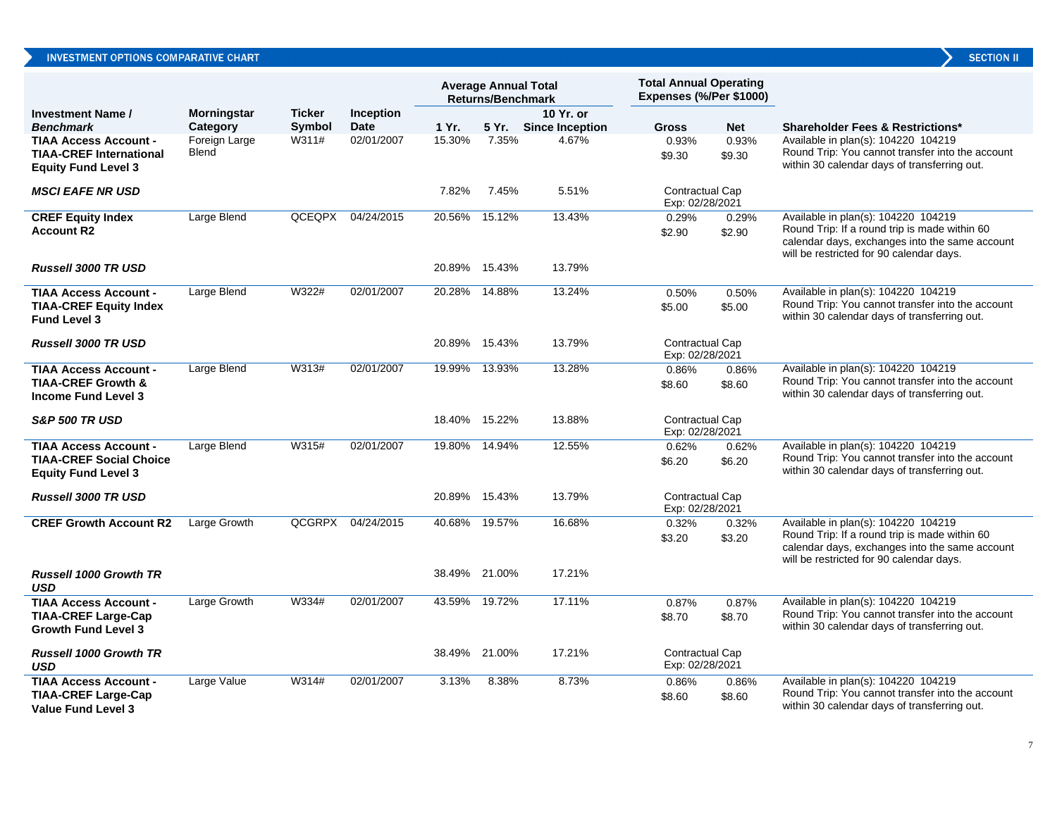## INVESTMENT OPTIONS COMPARATIVE CHART

SECTION II

| Investment Name / *Benchmark* | Morningstar Category | Ticker Symbol | Inception Date | Average Annual Total Returns/Benchmark 1 Yr. | 5 Yr. | 10 Yr. or Since Inception | Total Annual Operating Expenses (%/Per $1000) Gross | Net | Shareholder Fees & Restrictions* |
|---|---|---|---|---|---|---|---|---|---|
| **TIAA Access Account - TIAA-CREF International Equity Fund Level 3** | Foreign Large Blend | W311# | 02/01/2007 | 15.30% | 7.35% | 4.67% | 0.93% $9.30 | 0.93% $9.30 | Available in plan(s): 104220 104219 Round Trip: You cannot transfer into the account within 30 calendar days of transferring out. |
| ***MSCI EAFE NR USD*** | | | | 7.82% | 7.45% | 5.51% | Contractual Cap Exp: 02/28/2021 | | |
| **CREF Equity Index Account R2** | Large Blend | QCEQPX | 04/24/2015 | 20.56% | 15.12% | 13.43% | 0.29% $2.90 | 0.29% $2.90 | Available in plan(s): 104220 104219 Round Trip: If a round trip is made within 60 calendar days, exchanges into the same account will be restricted for 90 calendar days. |
| ***Russell 3000 TR USD*** | | | | 20.89% | 15.43% | 13.79% | | | |
| **TIAA Access Account - TIAA-CREF Equity Index Fund Level 3** | Large Blend | W322# | 02/01/2007 | 20.28% | 14.88% | 13.24% | 0.50% $5.00 | 0.50% $5.00 | Available in plan(s): 104220 104219 Round Trip: You cannot transfer into the account within 30 calendar days of transferring out. |
| ***Russell 3000 TR USD*** | | | | 20.89% | 15.43% | 13.79% | Contractual Cap Exp: 02/28/2021 | | |
| **TIAA Access Account - TIAA-CREF Growth & Income Fund Level 3** | Large Blend | W313# | 02/01/2007 | 19.99% | 13.93% | 13.28% | 0.86% $8.60 | 0.86% $8.60 | Available in plan(s): 104220 104219 Round Trip: You cannot transfer into the account within 30 calendar days of transferring out. |
| ***S&P 500 TR USD*** | | | | 18.40% | 15.22% | 13.88% | Contractual Cap Exp: 02/28/2021 | | |
| **TIAA Access Account - TIAA-CREF Social Choice Equity Fund Level 3** | Large Blend | W315# | 02/01/2007 | 19.80% | 14.94% | 12.55% | 0.62% $6.20 | 0.62% $6.20 | Available in plan(s): 104220 104219 Round Trip: You cannot transfer into the account within 30 calendar days of transferring out. |
| ***Russell 3000 TR USD*** | | | | 20.89% | 15.43% | 13.79% | Contractual Cap Exp: 02/28/2021 | | |
| **CREF Growth Account R2** | Large Growth | QCGRPX | 04/24/2015 | 40.68% | 19.57% | 16.68% | 0.32% $3.20 | 0.32% $3.20 | Available in plan(s): 104220 104219 Round Trip: If a round trip is made within 60 calendar days, exchanges into the same account will be restricted for 90 calendar days. |
| ***Russell 1000 Growth TR USD*** | | | | 38.49% | 21.00% | 17.21% | | | |
| **TIAA Access Account - TIAA-CREF Large-Cap Growth Fund Level 3** | Large Growth | W334# | 02/01/2007 | 43.59% | 19.72% | 17.11% | 0.87% $8.70 | 0.87% $8.70 | Available in plan(s): 104220 104219 Round Trip: You cannot transfer into the account within 30 calendar days of transferring out. |
| ***Russell 1000 Growth TR USD*** | | | | 38.49% | 21.00% | 17.21% | Contractual Cap Exp: 02/28/2021 | | |
| **TIAA Access Account - TIAA-CREF Large-Cap Value Fund Level 3** | Large Value | W314# | 02/01/2007 | 3.13% | 8.38% | 8.73% | 0.86% $8.60 | 0.86% $8.60 | Available in plan(s): 104220 104219 Round Trip: You cannot transfer into the account within 30 calendar days of transferring out. |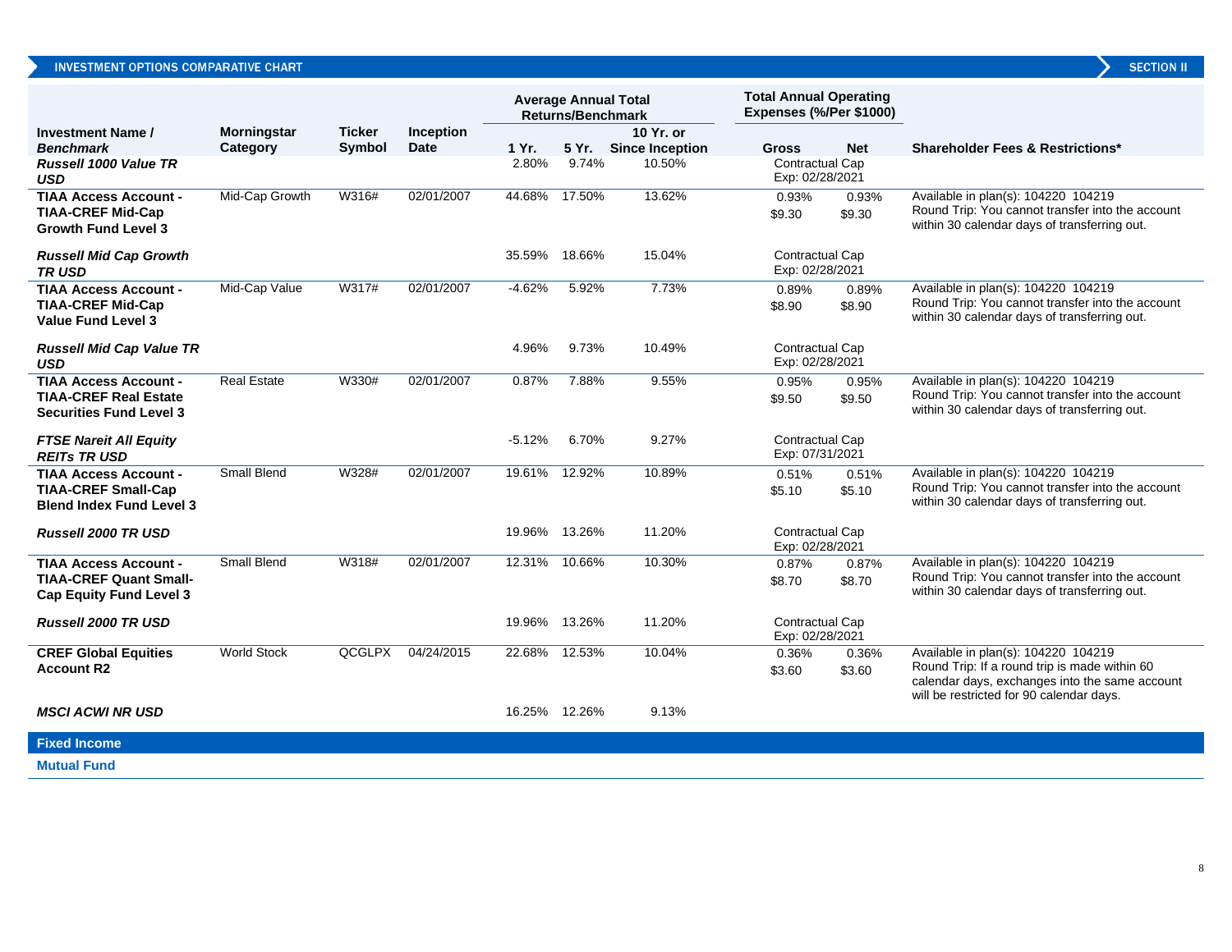## INVESTMENT OPTIONS COMPARATIVE CHART

| Investment Name / *Benchmark* | Morningstar Category | Ticker Symbol | Inception Date | Average Annual Total Returns/Benchmark 1 Yr. | 5 Yr. | 10 Yr. or Since Inception | Total Annual Operating Expenses (%/Per $1000) Gross | Net | Shareholder Fees & Restrictions* |
|---|---|---|---|---|---|---|---|---|---|
| ***Russell 1000 Value TR USD*** | | | | 2.80% | 9.74% | 10.50% | Contractual Cap Exp: 02/28/2021 | | |
| **TIAA Access Account - TIAA-CREF Mid-Cap Growth Fund Level 3** | Mid-Cap Growth | W316# | 02/01/2007 | 44.68% | 17.50% | 13.62% | 0.93% $9.30 | 0.93% $9.30 | Available in plan(s): 104220 104219 Round Trip: You cannot transfer into the account within 30 calendar days of transferring out. |
| ***Russell Mid Cap Growth TR USD*** | | | | 35.59% | 18.66% | 15.04% | Contractual Cap Exp: 02/28/2021 | | |
| **TIAA Access Account - TIAA-CREF Mid-Cap Value Fund Level 3** | Mid-Cap Value | W317# | 02/01/2007 | -4.62% | 5.92% | 7.73% | 0.89% $8.90 | 0.89% $8.90 | Available in plan(s): 104220 104219 Round Trip: You cannot transfer into the account within 30 calendar days of transferring out. |
| ***Russell Mid Cap Value TR USD*** | | | | 4.96% | 9.73% | 10.49% | Contractual Cap Exp: 02/28/2021 | | |
| **TIAA Access Account - TIAA-CREF Real Estate Securities Fund Level 3** | Real Estate | W330# | 02/01/2007 | 0.87% | 7.88% | 9.55% | 0.95% $9.50 | 0.95% $9.50 | Available in plan(s): 104220 104219 Round Trip: You cannot transfer into the account within 30 calendar days of transferring out. |
| ***FTSE Nareit All Equity REITs TR USD*** | | | | -5.12% | 6.70% | 9.27% | Contractual Cap Exp: 07/31/2021 | | |
| **TIAA Access Account - TIAA-CREF Small-Cap Blend Index Fund Level 3** | Small Blend | W328# | 02/01/2007 | 19.61% | 12.92% | 10.89% | 0.51% $5.10 | 0.51% $5.10 | Available in plan(s): 104220 104219 Round Trip: You cannot transfer into the account within 30 calendar days of transferring out. |
| ***Russell 2000 TR USD*** | | | | 19.96% | 13.26% | 11.20% | Contractual Cap Exp: 02/28/2021 | | |
| **TIAA Access Account - TIAA-CREF Quant Small-Cap Equity Fund Level 3** | Small Blend | W318# | 02/01/2007 | 12.31% | 10.66% | 10.30% | 0.87% $8.70 | 0.87% $8.70 | Available in plan(s): 104220 104219 Round Trip: You cannot transfer into the account within 30 calendar days of transferring out. |
| ***Russell 2000 TR USD*** | | | | 19.96% | 13.26% | 11.20% | Contractual Cap Exp: 02/28/2021 | | |
| **CREF Global Equities Account R2** | World Stock | QCGLPX | 04/24/2015 | 22.68% | 12.53% | 10.04% | 0.36% $3.60 | 0.36% $3.60 | Available in plan(s): 104220 104219 Round Trip: If a round trip is made within 60 calendar days, exchanges into the same account will be restricted for 90 calendar days. |
| ***MSCI ACWI NR USD*** | | | | 16.25% | 12.26% | 9.13% | | | |

### Fixed Income

#### Mutual Fund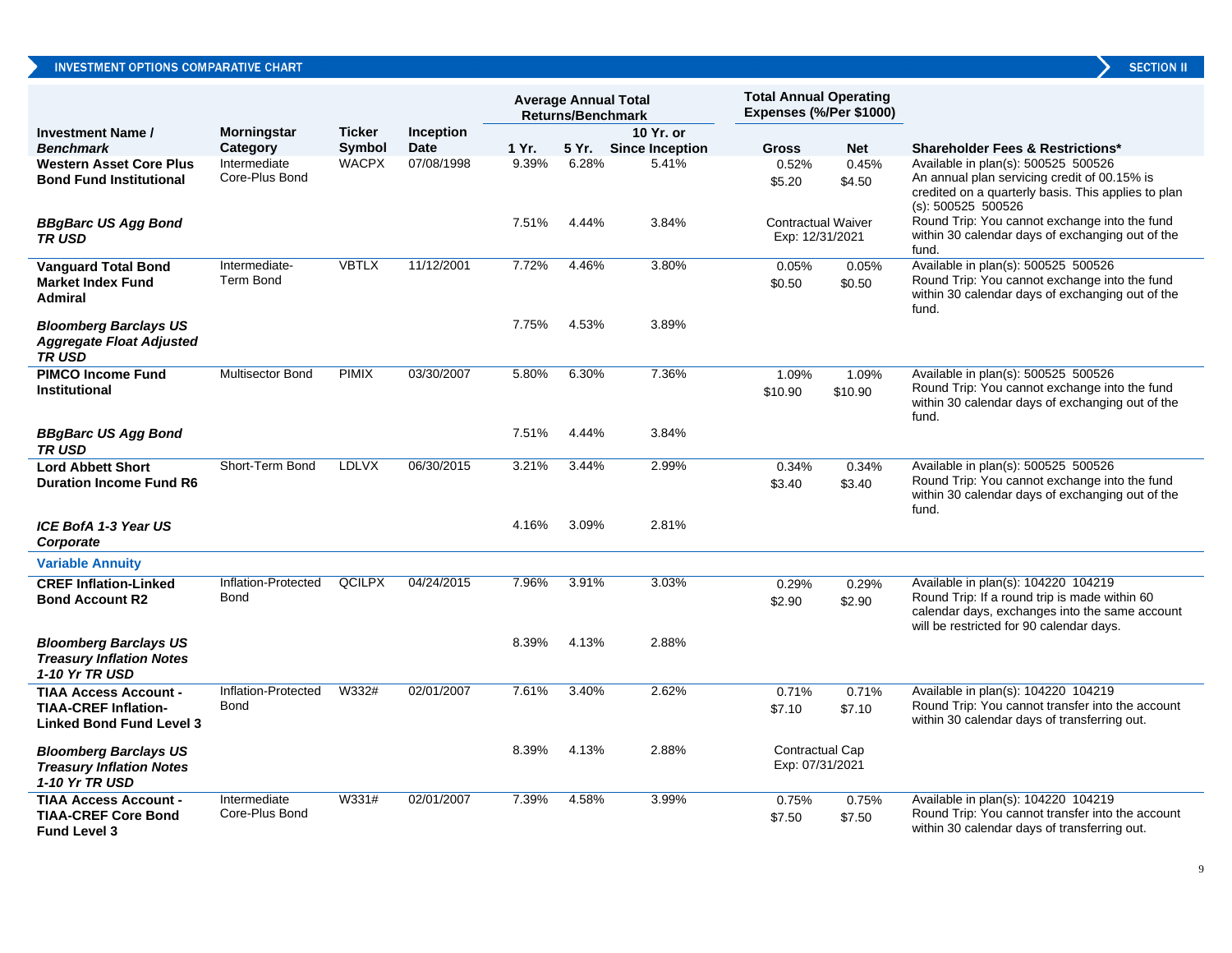## INVESTMENT OPTIONS COMPARATIVE CHART

| Investment Name / *Benchmark* | Morningstar Category | Ticker Symbol | Inception Date | Average Annual Total Returns/Benchmark 1 Yr. | 5 Yr. | 10 Yr. or Since Inception | Total Annual Operating Expenses (%/Per $1000) Gross | Net | Shareholder Fees & Restrictions* |
|---|---|---|---|---|---|---|---|---|---|
| **Western Asset Core Plus Bond Fund Institutional** | Intermediate Core-Plus Bond | WACPX | 07/08/1998 | 9.39% | 6.28% | 5.41% | 0.52% $5.20 | 0.45% $4.50 | Available in plan(s): 500525 500526 An annual plan servicing credit of 00.15% is credited on a quarterly basis. This applies to plan (s): 500525 500526 |
| ***BBgBarc US Agg Bond TR USD*** | | | | 7.51% | 4.44% | 3.84% | Contractual Waiver Exp: 12/31/2021 | | Round Trip: You cannot exchange into the fund within 30 calendar days of exchanging out of the fund. |
| **Vanguard Total Bond Market Index Fund Admiral** | Intermediate-Term Bond | VBTLX | 11/12/2001 | 7.72% | 4.46% | 3.80% | 0.05% $0.50 | 0.05% $0.50 | Available in plan(s): 500525 500526 Round Trip: You cannot exchange into the fund within 30 calendar days of exchanging out of the fund. |
| ***Bloomberg Barclays US Aggregate Float Adjusted TR USD*** | | | | 7.75% | 4.53% | 3.89% | | | |
| **PIMCO Income Fund Institutional** | Multisector Bond | PIMIX | 03/30/2007 | 5.80% | 6.30% | 7.36% | 1.09% $10.90 | 1.09% $10.90 | Available in plan(s): 500525 500526 Round Trip: You cannot exchange into the fund within 30 calendar days of exchanging out of the fund. |
| ***BBgBarc US Agg Bond TR USD*** | | | | 7.51% | 4.44% | 3.84% | | | |
| **Lord Abbett Short Duration Income Fund R6** | Short-Term Bond | LDLVX | 06/30/2015 | 3.21% | 3.44% | 2.99% | 0.34% $3.40 | 0.34% $3.40 | Available in plan(s): 500525 500526 Round Trip: You cannot exchange into the fund within 30 calendar days of exchanging out of the fund. |
| ***ICE BofA 1-3 Year US Corporate*** | | | | 4.16% | 3.09% | 2.81% | | | |
| **Variable Annuity** | | | | | | | | | |
| **CREF Inflation-Linked Bond Account R2** | Inflation-Protected Bond | QCILPX | 04/24/2015 | 7.96% | 3.91% | 3.03% | 0.29% $2.90 | 0.29% $2.90 | Available in plan(s): 104220 104219 Round Trip: If a round trip is made within 60 calendar days, exchanges into the same account will be restricted for 90 calendar days. |
| ***Bloomberg Barclays US Treasury Inflation Notes 1-10 Yr TR USD*** | | | | 8.39% | 4.13% | 2.88% | | | |
| **TIAA Access Account - TIAA-CREF Inflation-Linked Bond Fund Level 3** | Inflation-Protected Bond | W332# | 02/01/2007 | 7.61% | 3.40% | 2.62% | 0.71% $7.10 | 0.71% $7.10 | Available in plan(s): 104220 104219 Round Trip: You cannot transfer into the account within 30 calendar days of transferring out. |
| ***Bloomberg Barclays US Treasury Inflation Notes 1-10 Yr TR USD*** | | | | 8.39% | 4.13% | 2.88% | Contractual Cap Exp: 07/31/2021 | | |
| **TIAA Access Account - TIAA-CREF Core Bond Fund Level 3** | Intermediate Core-Plus Bond | W331# | 02/01/2007 | 7.39% | 4.58% | 3.99% | 0.75% $7.50 | 0.75% $7.50 | Available in plan(s): 104220 104219 Round Trip: You cannot transfer into the account within 30 calendar days of transferring out. |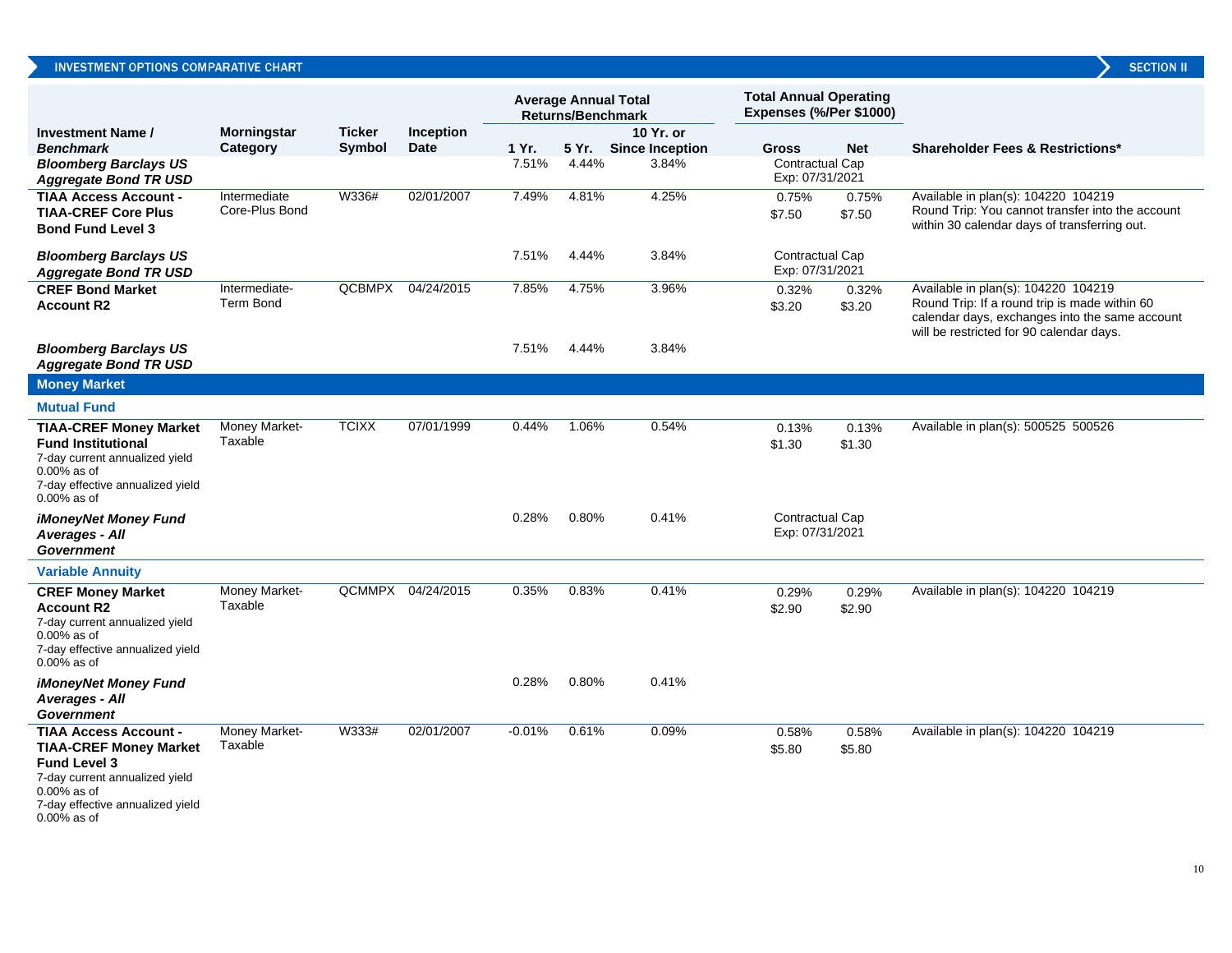## INVESTMENT OPTIONS COMPARATIVE CHART

| Investment Name / *Benchmark* | Morningstar Category | Ticker Symbol | Inception Date | Average Annual Total Returns/Benchmark 1 Yr. | 5 Yr. | 10 Yr. or Since Inception | Total Annual Operating Expenses (%/Per $1000) Gross | Net | Shareholder Fees & Restrictions* |
|---|---|---|---|---|---|---|---|---|---|
| ***Bloomberg Barclays US Aggregate Bond TR USD*** | | | | 7.51% | 4.44% | 3.84% | Contractual Cap Exp: 07/31/2021 | | |
| **TIAA Access Account - TIAA-CREF Core Plus Bond Fund Level 3** | Intermediate Core-Plus Bond | W336# | 02/01/2007 | 7.49% | 4.81% | 4.25% | 0.75% $7.50 | 0.75% $7.50 | Available in plan(s): 104220 104219 Round Trip: You cannot transfer into the account within 30 calendar days of transferring out. |
| ***Bloomberg Barclays US Aggregate Bond TR USD*** | | | | 7.51% | 4.44% | 3.84% | Contractual Cap Exp: 07/31/2021 | | |
| **CREF Bond Market Account R2** | Intermediate-Term Bond | QCBMPX | 04/24/2015 | 7.85% | 4.75% | 3.96% | 0.32% $3.20 | 0.32% $3.20 | Available in plan(s): 104220 104219 Round Trip: If a round trip is made within 60 calendar days, exchanges into the same account will be restricted for 90 calendar days. |
| ***Bloomberg Barclays US Aggregate Bond TR USD*** | | | | 7.51% | 4.44% | 3.84% | | | |
| **Money Market** | | | | | | | | | |
| **Mutual Fund** | | | | | | | | | |
| **TIAA-CREF Money Market Fund Institutional** 7-day current annualized yield 0.00% as of 7-day effective annualized yield 0.00% as of | Money Market-Taxable | TCIXX | 07/01/1999 | 0.44% | 1.06% | 0.54% | 0.13% $1.30 | 0.13% $1.30 | Available in plan(s): 500525 500526 |
| ***iMoneyNet Money Fund Averages - All Government*** | | | | 0.28% | 0.80% | 0.41% | Contractual Cap Exp: 07/31/2021 | | |
| **Variable Annuity** | | | | | | | | | |
| **CREF Money Market Account R2** 7-day current annualized yield 0.00% as of 7-day effective annualized yield 0.00% as of | Money Market-Taxable | QCMMPX | 04/24/2015 | 0.35% | 0.83% | 0.41% | 0.29% $2.90 | 0.29% $2.90 | Available in plan(s): 104220 104219 |
| ***iMoneyNet Money Fund Averages - All Government*** | | | | 0.28% | 0.80% | 0.41% | | | |
| **TIAA Access Account - TIAA-CREF Money Market Fund Level 3** 7-day current annualized yield 0.00% as of 7-day effective annualized yield 0.00% as of | Money Market-Taxable | W333# | 02/01/2007 | -0.01% | 0.61% | 0.09% | 0.58% $5.80 | 0.58% $5.80 | Available in plan(s): 104220 104219 |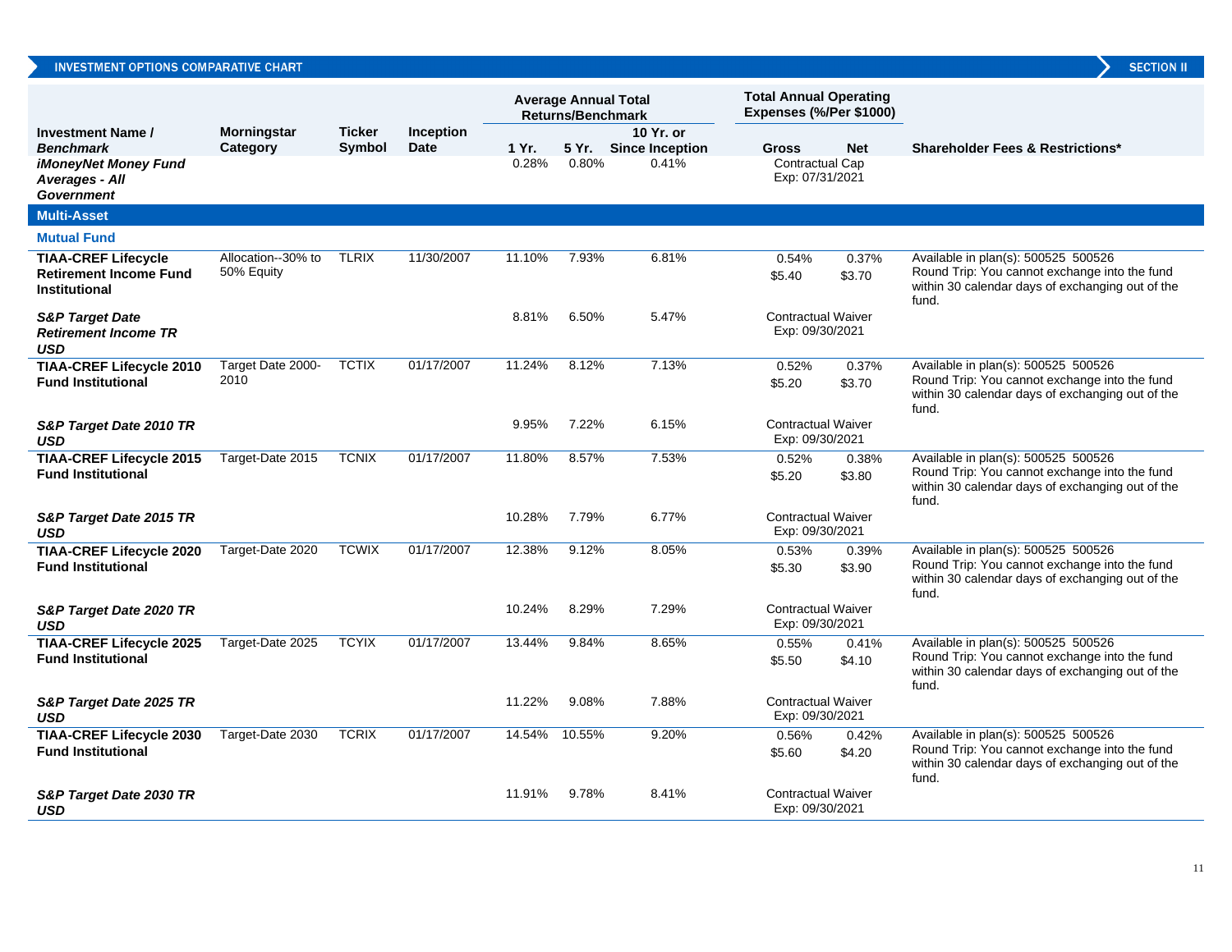INVESTMENT OPTIONS COMPARATIVE CHART — SECTION II

| Investment Name / Benchmark | Morningstar Category | Ticker Symbol | Inception Date | Average Annual Total Returns/Benchmark 1 Yr. | 5 Yr. | 10 Yr. or Since Inception | Total Annual Operating Expenses (%/Per $1000) Gross | Net | Shareholder Fees & Restrictions* |
|---|---|---|---|---|---|---|---|---|---|
| ***iMoneyNet Money Fund Averages - All Government*** | | | | 0.28% | 0.80% | 0.41% | Contractual Cap Exp: 07/31/2021 | | |
| **Multi-Asset** | | | | | | | | | |
| **Mutual Fund** | | | | | | | | | |
| **TIAA-CREF Lifecycle Retirement Income Fund Institutional** | Allocation--30% to 50% Equity | TLRIX | 11/30/2007 | 11.10% | 7.93% | 6.81% | 0.54% $5.40 | 0.37% $3.70 | Available in plan(s): 500525 500526 Round Trip: You cannot exchange into the fund within 30 calendar days of exchanging out of the fund. |
| ***S&P Target Date Retirement Income TR USD*** | | | | 8.81% | 6.50% | 5.47% | Contractual Waiver Exp: 09/30/2021 | | |
| **TIAA-CREF Lifecycle 2010 Fund Institutional** | Target Date 2000-2010 | TCTIX | 01/17/2007 | 11.24% | 8.12% | 7.13% | 0.52% $5.20 | 0.37% $3.70 | Available in plan(s): 500525 500526 Round Trip: You cannot exchange into the fund within 30 calendar days of exchanging out of the fund. |
| ***S&P Target Date 2010 TR USD*** | | | | 9.95% | 7.22% | 6.15% | Contractual Waiver Exp: 09/30/2021 | | |
| **TIAA-CREF Lifecycle 2015 Fund Institutional** | Target-Date 2015 | TCNIX | 01/17/2007 | 11.80% | 8.57% | 7.53% | 0.52% $5.20 | 0.38% $3.80 | Available in plan(s): 500525 500526 Round Trip: You cannot exchange into the fund within 30 calendar days of exchanging out of the fund. |
| ***S&P Target Date 2015 TR USD*** | | | | 10.28% | 7.79% | 6.77% | Contractual Waiver Exp: 09/30/2021 | | |
| **TIAA-CREF Lifecycle 2020 Fund Institutional** | Target-Date 2020 | TCWIX | 01/17/2007 | 12.38% | 9.12% | 8.05% | 0.53% $5.30 | 0.39% $3.90 | Available in plan(s): 500525 500526 Round Trip: You cannot exchange into the fund within 30 calendar days of exchanging out of the fund. |
| ***S&P Target Date 2020 TR USD*** | | | | 10.24% | 8.29% | 7.29% | Contractual Waiver Exp: 09/30/2021 | | |
| **TIAA-CREF Lifecycle 2025 Fund Institutional** | Target-Date 2025 | TCYIX | 01/17/2007 | 13.44% | 9.84% | 8.65% | 0.55% $5.50 | 0.41% $4.10 | Available in plan(s): 500525 500526 Round Trip: You cannot exchange into the fund within 30 calendar days of exchanging out of the fund. |
| ***S&P Target Date 2025 TR USD*** | | | | 11.22% | 9.08% | 7.88% | Contractual Waiver Exp: 09/30/2021 | | |
| **TIAA-CREF Lifecycle 2030 Fund Institutional** | Target-Date 2030 | TCRIX | 01/17/2007 | 14.54% | 10.55% | 9.20% | 0.56% $5.60 | 0.42% $4.20 | Available in plan(s): 500525 500526 Round Trip: You cannot exchange into the fund within 30 calendar days of exchanging out of the fund. |
| ***S&P Target Date 2030 TR USD*** | | | | 11.91% | 9.78% | 8.41% | Contractual Waiver Exp: 09/30/2021 | | |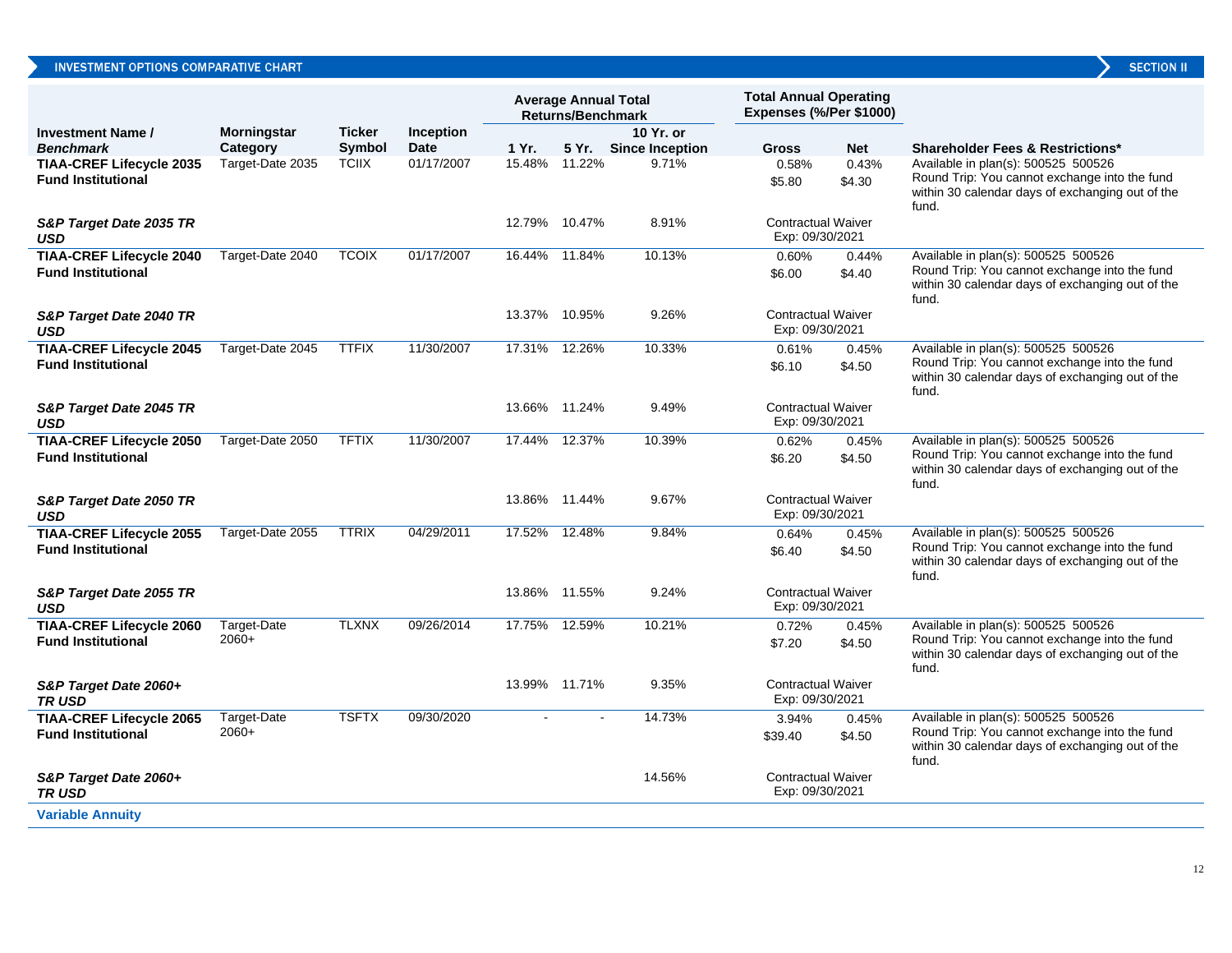## INVESTMENT OPTIONS COMPARATIVE CHART

| Investment Name / *Benchmark* | Morningstar Category | Ticker Symbol | Inception Date | Average Annual Total Returns/Benchmark | | | Total Annual Operating Expenses (%/Per $1000) | | Shareholder Fees & Restrictions* |
|---|---|---|---|---|---|---|---|---|---|
| | | | | 1 Yr. | 5 Yr. | 10 Yr. or Since Inception | Gross | Net | |
| **TIAA-CREF Lifecycle 2035 Fund Institutional** | Target-Date 2035 | TCIIX | 01/17/2007 | 15.48% | 11.22% | 9.71% | 0.58% $5.80 | 0.43% $4.30 | Available in plan(s): 500525 500526 Round Trip: You cannot exchange into the fund within 30 calendar days of exchanging out of the fund. |
| ***S&P Target Date 2035 TR USD*** | | | | 12.79% | 10.47% | 8.91% | Contractual Waiver Exp: 09/30/2021 | | |
| **TIAA-CREF Lifecycle 2040 Fund Institutional** | Target-Date 2040 | TCOIX | 01/17/2007 | 16.44% | 11.84% | 10.13% | 0.60% $6.00 | 0.44% $4.40 | Available in plan(s): 500525 500526 Round Trip: You cannot exchange into the fund within 30 calendar days of exchanging out of the fund. |
| ***S&P Target Date 2040 TR USD*** | | | | 13.37% | 10.95% | 9.26% | Contractual Waiver Exp: 09/30/2021 | | |
| **TIAA-CREF Lifecycle 2045 Fund Institutional** | Target-Date 2045 | TTFIX | 11/30/2007 | 17.31% | 12.26% | 10.33% | 0.61% $6.10 | 0.45% $4.50 | Available in plan(s): 500525 500526 Round Trip: You cannot exchange into the fund within 30 calendar days of exchanging out of the fund. |
| ***S&P Target Date 2045 TR USD*** | | | | 13.66% | 11.24% | 9.49% | Contractual Waiver Exp: 09/30/2021 | | |
| **TIAA-CREF Lifecycle 2050 Fund Institutional** | Target-Date 2050 | TFTIX | 11/30/2007 | 17.44% | 12.37% | 10.39% | 0.62% $6.20 | 0.45% $4.50 | Available in plan(s): 500525 500526 Round Trip: You cannot exchange into the fund within 30 calendar days of exchanging out of the fund. |
| ***S&P Target Date 2050 TR USD*** | | | | 13.86% | 11.44% | 9.67% | Contractual Waiver Exp: 09/30/2021 | | |
| **TIAA-CREF Lifecycle 2055 Fund Institutional** | Target-Date 2055 | TTRIX | 04/29/2011 | 17.52% | 12.48% | 9.84% | 0.64% $6.40 | 0.45% $4.50 | Available in plan(s): 500525 500526 Round Trip: You cannot exchange into the fund within 30 calendar days of exchanging out of the fund. |
| ***S&P Target Date 2055 TR USD*** | | | | 13.86% | 11.55% | 9.24% | Contractual Waiver Exp: 09/30/2021 | | |
| **TIAA-CREF Lifecycle 2060 Fund Institutional** | Target-Date 2060+ | TLXNX | 09/26/2014 | 17.75% | 12.59% | 10.21% | 0.72% $7.20 | 0.45% $4.50 | Available in plan(s): 500525 500526 Round Trip: You cannot exchange into the fund within 30 calendar days of exchanging out of the fund. |
| ***S&P Target Date 2060+ TR USD*** | | | | 13.99% | 11.71% | 9.35% | Contractual Waiver Exp: 09/30/2021 | | |
| **TIAA-CREF Lifecycle 2065 Fund Institutional** | Target-Date 2060+ | TSFTX | 09/30/2020 | - | - | 14.73% | 3.94% $39.40 | 0.45% $4.50 | Available in plan(s): 500525 500526 Round Trip: You cannot exchange into the fund within 30 calendar days of exchanging out of the fund. |
| ***S&P Target Date 2060+ TR USD*** | | | | | | 14.56% | Contractual Waiver Exp: 09/30/2021 | | |

**Variable Annuity**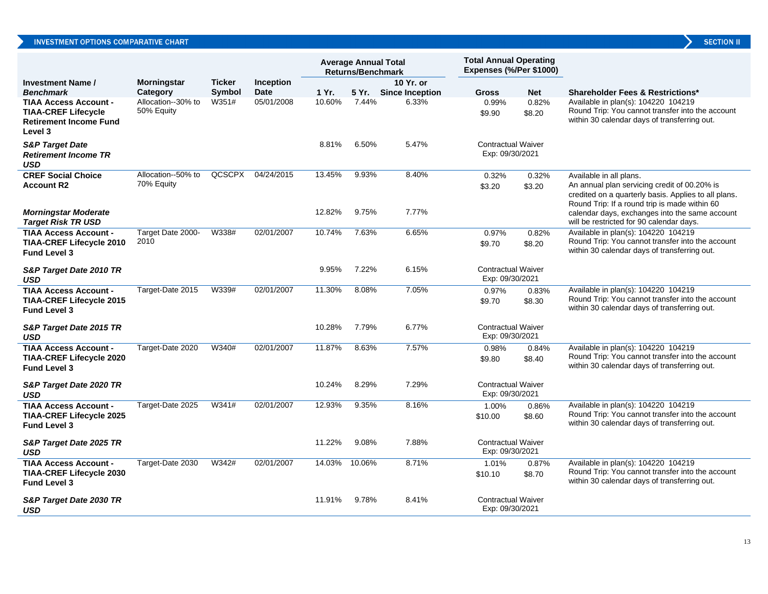## INVESTMENT OPTIONS COMPARATIVE CHART

SECTION II

| Investment Name / *Benchmark* | Morningstar Category | Ticker Symbol | Inception Date | Average Annual Total Returns/Benchmark 1 Yr. | 5 Yr. | 10 Yr. or Since Inception | Total Annual Operating Expenses (%/Per $1000) Gross | Net | Shareholder Fees & Restrictions* |
|---|---|---|---|---|---|---|---|---|---|
| **TIAA Access Account - TIAA-CREF Lifecycle Retirement Income Fund Level 3** | Allocation--30% to 50% Equity | W351# | 05/01/2008 | 10.60% | 7.44% | 6.33% | 0.99% $9.90 | 0.82% $8.20 | Available in plan(s): 104220 104219 Round Trip: You cannot transfer into the account within 30 calendar days of transferring out. |
| ***S&P Target Date Retirement Income TR USD*** | | | | 8.81% | 6.50% | 5.47% | Contractual Waiver Exp: 09/30/2021 | | |
| **CREF Social Choice Account R2** | Allocation--50% to 70% Equity | QCSCPX | 04/24/2015 | 13.45% | 9.93% | 8.40% | 0.32% $3.20 | 0.32% $3.20 | Available in all plans. An annual plan servicing credit of 00.20% is credited on a quarterly basis. Applies to all plans. Round Trip: If a round trip is made within 60 calendar days, exchanges into the same account will be restricted for 90 calendar days. |
| ***Morningstar Moderate Target Risk TR USD*** | | | | 12.82% | 9.75% | 7.77% | | | |
| **TIAA Access Account - TIAA-CREF Lifecycle 2010 Fund Level 3** | Target Date 2000-2010 | W338# | 02/01/2007 | 10.74% | 7.63% | 6.65% | 0.97% $9.70 | 0.82% $8.20 | Available in plan(s): 104220 104219 Round Trip: You cannot transfer into the account within 30 calendar days of transferring out. |
| ***S&P Target Date 2010 TR USD*** | | | | 9.95% | 7.22% | 6.15% | Contractual Waiver Exp: 09/30/2021 | | |
| **TIAA Access Account - TIAA-CREF Lifecycle 2015 Fund Level 3** | Target-Date 2015 | W339# | 02/01/2007 | 11.30% | 8.08% | 7.05% | 0.97% $9.70 | 0.83% $8.30 | Available in plan(s): 104220 104219 Round Trip: You cannot transfer into the account within 30 calendar days of transferring out. |
| ***S&P Target Date 2015 TR USD*** | | | | 10.28% | 7.79% | 6.77% | Contractual Waiver Exp: 09/30/2021 | | |
| **TIAA Access Account - TIAA-CREF Lifecycle 2020 Fund Level 3** | Target-Date 2020 | W340# | 02/01/2007 | 11.87% | 8.63% | 7.57% | 0.98% $9.80 | 0.84% $8.40 | Available in plan(s): 104220 104219 Round Trip: You cannot transfer into the account within 30 calendar days of transferring out. |
| ***S&P Target Date 2020 TR USD*** | | | | 10.24% | 8.29% | 7.29% | Contractual Waiver Exp: 09/30/2021 | | |
| **TIAA Access Account - TIAA-CREF Lifecycle 2025 Fund Level 3** | Target-Date 2025 | W341# | 02/01/2007 | 12.93% | 9.35% | 8.16% | 1.00% $10.00 | 0.86% $8.60 | Available in plan(s): 104220 104219 Round Trip: You cannot transfer into the account within 30 calendar days of transferring out. |
| ***S&P Target Date 2025 TR USD*** | | | | 11.22% | 9.08% | 7.88% | Contractual Waiver Exp: 09/30/2021 | | |
| **TIAA Access Account - TIAA-CREF Lifecycle 2030 Fund Level 3** | Target-Date 2030 | W342# | 02/01/2007 | 14.03% | 10.06% | 8.71% | 1.01% $10.10 | 0.87% $8.70 | Available in plan(s): 104220 104219 Round Trip: You cannot transfer into the account within 30 calendar days of transferring out. |
| ***S&P Target Date 2030 TR USD*** | | | | 11.91% | 9.78% | 8.41% | Contractual Waiver Exp: 09/30/2021 | | |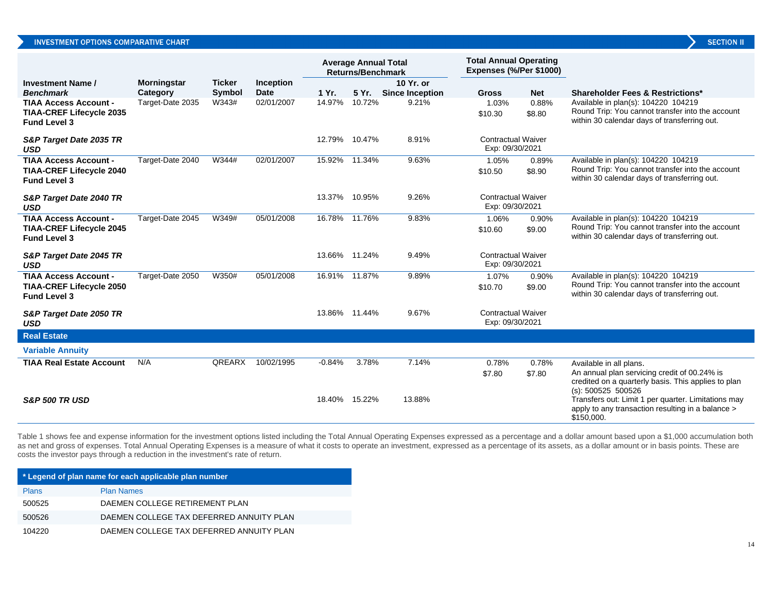## INVESTMENT OPTIONS COMPARATIVE CHART

| Investment Name / *Benchmark* | Morningstar Category | Ticker Symbol | Inception Date | Average Annual Total Returns/Benchmark | | | Total Annual Operating Expenses (%/Per $1000) | | Shareholder Fees & Restrictions* |
|---|---|---|---|---|---|---|---|---|---|
| | | | | 1 Yr. | 5 Yr. | 10 Yr. or Since Inception | Gross | Net | |
| **TIAA Access Account - TIAA-CREF Lifecycle 2035 Fund Level 3** | Target-Date 2035 | W343# | 02/01/2007 | 14.97% | 10.72% | 9.21% | 1.03% $10.30 | 0.88% $8.80 | Available in plan(s): 104220 104219 Round Trip: You cannot transfer into the account within 30 calendar days of transferring out. |
| ***S&P Target Date 2035 TR USD*** | | | | 12.79% | 10.47% | 8.91% | Contractual Waiver Exp: 09/30/2021 | | |
| **TIAA Access Account - TIAA-CREF Lifecycle 2040 Fund Level 3** | Target-Date 2040 | W344# | 02/01/2007 | 15.92% | 11.34% | 9.63% | 1.05% $10.50 | 0.89% $8.90 | Available in plan(s): 104220 104219 Round Trip: You cannot transfer into the account within 30 calendar days of transferring out. |
| ***S&P Target Date 2040 TR USD*** | | | | 13.37% | 10.95% | 9.26% | Contractual Waiver Exp: 09/30/2021 | | |
| **TIAA Access Account - TIAA-CREF Lifecycle 2045 Fund Level 3** | Target-Date 2045 | W349# | 05/01/2008 | 16.78% | 11.76% | 9.83% | 1.06% $10.60 | 0.90% $9.00 | Available in plan(s): 104220 104219 Round Trip: You cannot transfer into the account within 30 calendar days of transferring out. |
| ***S&P Target Date 2045 TR USD*** | | | | 13.66% | 11.24% | 9.49% | Contractual Waiver Exp: 09/30/2021 | | |
| **TIAA Access Account - TIAA-CREF Lifecycle 2050 Fund Level 3** | Target-Date 2050 | W350# | 05/01/2008 | 16.91% | 11.87% | 9.89% | 1.07% $10.70 | 0.90% $9.00 | Available in plan(s): 104220 104219 Round Trip: You cannot transfer into the account within 30 calendar days of transferring out. |
| ***S&P Target Date 2050 TR USD*** | | | | 13.86% | 11.44% | 9.67% | Contractual Waiver Exp: 09/30/2021 | | |
| **Real Estate** | | | | | | | | | |
| **Variable Annuity** | | | | | | | | | |
| **TIAA Real Estate Account** | N/A | QREARX | 10/02/1995 | -0.84% | 3.78% | 7.14% | 0.78% $7.80 | 0.78% $7.80 | Available in all plans. An annual plan servicing credit of 00.24% is credited on a quarterly basis. This applies to plan (s): 500525 500526 Transfers out: Limit 1 per quarter. Limitations may apply to any transaction resulting in a balance > $150,000. |
| ***S&P 500 TR USD*** | | | | 18.40% | 15.22% | 13.88% | | | |

Table 1 shows fee and expense information for the investment options listed including the Total Annual Operating Expenses expressed as a percentage and a dollar amount based upon a $1,000 accumulation both as net and gross of expenses. Total Annual Operating Expenses is a measure of what it costs to operate an investment, expressed as a percentage of its assets, as a dollar amount or in basis points. These are costs the investor pays through a reduction in the investment's rate of return.

| * Legend of plan name for each applicable plan number | |
|---|---|
| Plans | Plan Names |
| 500525 | DAEMEN COLLEGE RETIREMENT PLAN |
| 500526 | DAEMEN COLLEGE TAX DEFERRED ANNUITY PLAN |
| 104220 | DAEMEN COLLEGE TAX DEFERRED ANNUITY PLAN |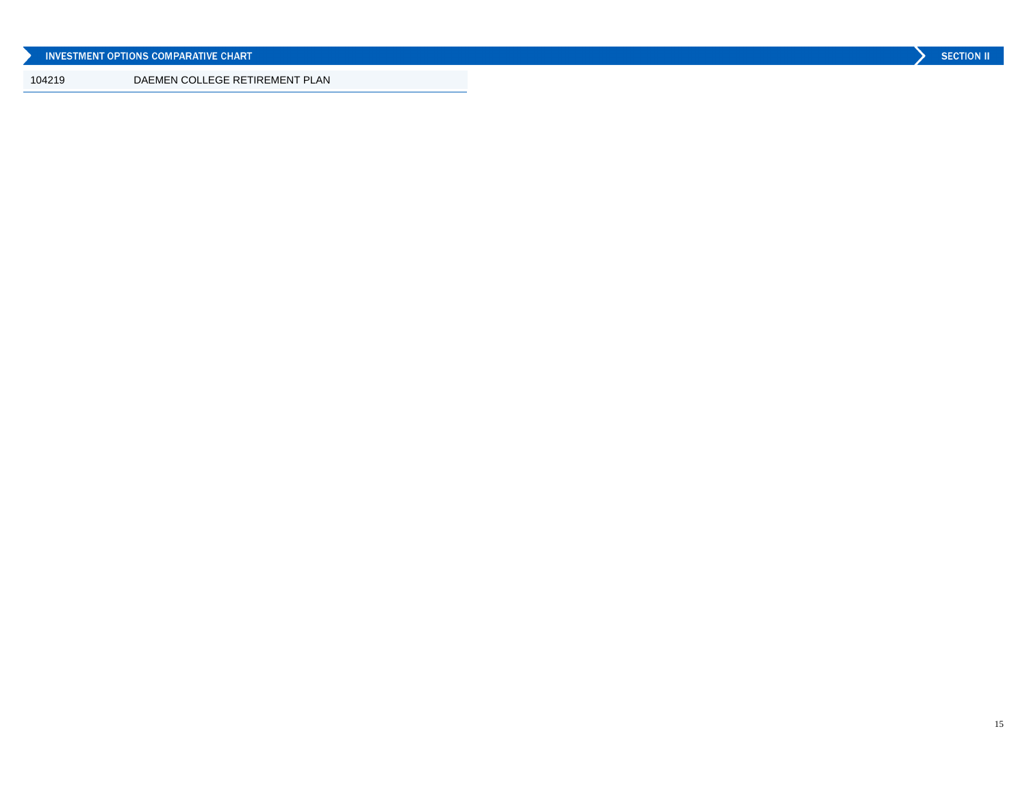## INVESTMENT OPTIONS COMPARATIVE CHART

SECTION II

| 104219 | DAEMEN COLLEGE RETIREMENT PLAN |
| --- | --- |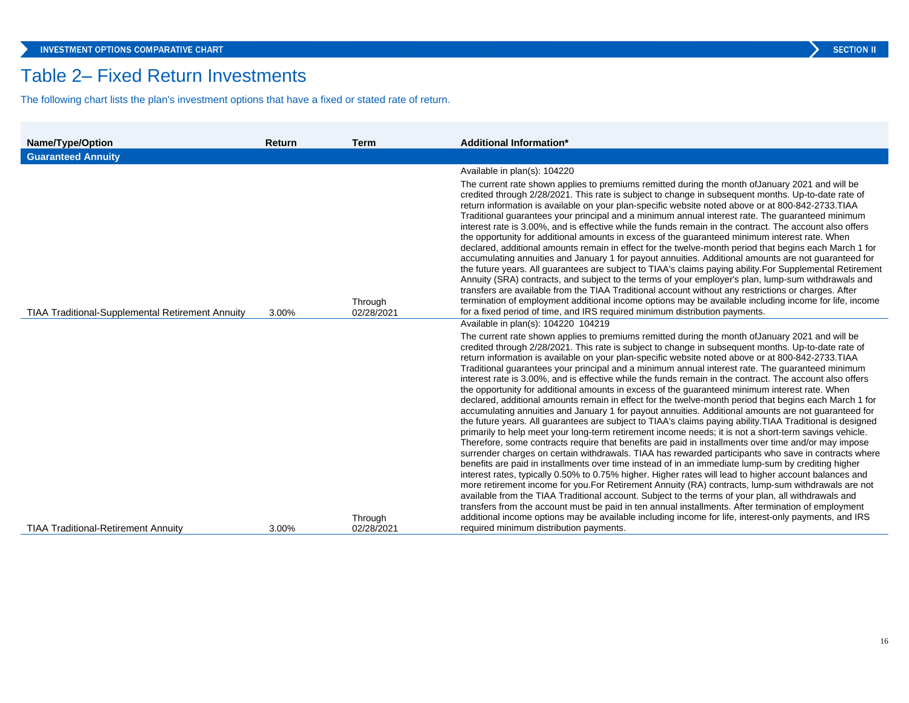# Table 2– Fixed Return Investments

The following chart lists the plan's investment options that have a fixed or stated rate of return.

| Name/Type/Option | Return | Term | Additional Information* |
|---|---|---|---|
| **Guaranteed Annuity** | | | |
| TIAA Traditional-Supplemental Retirement Annuity | 3.00% | Through 02/28/2021 | Available in plan(s): 104220<br><br>The current rate shown applies to premiums remitted during the month ofJanuary 2021 and will be credited through 2/28/2021. This rate is subject to change in subsequent months. Up-to-date rate of return information is available on your plan-specific website noted above or at 800-842-2733.TIAA Traditional guarantees your principal and a minimum annual interest rate. The guaranteed minimum interest rate is 3.00%, and is effective while the funds remain in the contract. The account also offers the opportunity for additional amounts in excess of the guaranteed minimum interest rate. When declared, additional amounts remain in effect for the twelve-month period that begins each March 1 for accumulating annuities and January 1 for payout annuities. Additional amounts are not guaranteed for the future years. All guarantees are subject to TIAA's claims paying ability.For Supplemental Retirement Annuity (SRA) contracts, and subject to the terms of your employer's plan, lump-sum withdrawals and transfers are available from the TIAA Traditional account without any restrictions or charges. After termination of employment additional income options may be available including income for life, income for a fixed period of time, and IRS required minimum distribution payments. |
| TIAA Traditional-Retirement Annuity | 3.00% | Through 02/28/2021 | Available in plan(s): 104220 104219<br><br>The current rate shown applies to premiums remitted during the month ofJanuary 2021 and will be credited through 2/28/2021. This rate is subject to change in subsequent months. Up-to-date rate of return information is available on your plan-specific website noted above or at 800-842-2733.TIAA Traditional guarantees your principal and a minimum annual interest rate. The guaranteed minimum interest rate is 3.00%, and is effective while the funds remain in the contract. The account also offers the opportunity for additional amounts in excess of the guaranteed minimum interest rate. When declared, additional amounts remain in effect for the twelve-month period that begins each March 1 for accumulating annuities and January 1 for payout annuities. Additional amounts are not guaranteed for the future years. All guarantees are subject to TIAA's claims paying ability.TIAA Traditional is designed primarily to help meet your long-term retirement income needs; it is not a short-term savings vehicle. Therefore, some contracts require that benefits are paid in installments over time and/or may impose surrender charges on certain withdrawals. TIAA has rewarded participants who save in contracts where benefits are paid in installments over time instead of in an immediate lump-sum by crediting higher interest rates, typically 0.50% to 0.75% higher. Higher rates will lead to higher account balances and more retirement income for you.For Retirement Annuity (RA) contracts, lump-sum withdrawals are not available from the TIAA Traditional account. Subject to the terms of your plan, all withdrawals and transfers from the account must be paid in ten annual installments. After termination of employment additional income options may be available including income for life, interest-only payments, and IRS required minimum distribution payments. |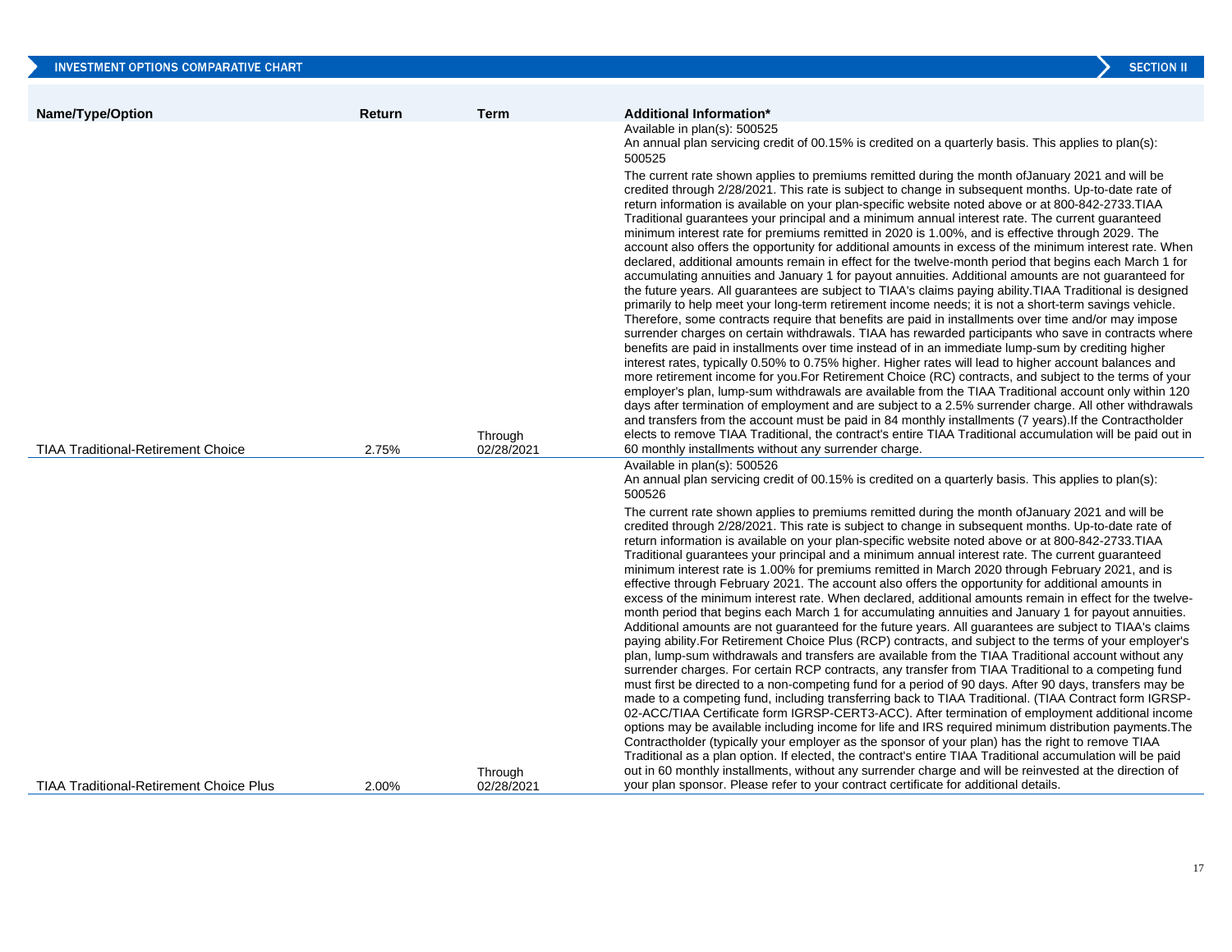## INVESTMENT OPTIONS COMPARATIVE CHART

| Name/Type/Option | Return | Term | Additional Information* |
|---|---|---|---|
| TIAA Traditional-Retirement Choice | 2.75% | Through 02/28/2021 | Available in plan(s): 500525<br>An annual plan servicing credit of 00.15% is credited on a quarterly basis. This applies to plan(s): 500525<br>The current rate shown applies to premiums remitted during the month ofJanuary 2021 and will be credited through 2/28/2021. This rate is subject to change in subsequent months. Up-to-date rate of return information is available on your plan-specific website noted above or at 800-842-2733.TIAA Traditional guarantees your principal and a minimum annual interest rate. The current guaranteed minimum interest rate for premiums remitted in 2020 is 1.00%, and is effective through 2029. The account also offers the opportunity for additional amounts in excess of the minimum interest rate. When declared, additional amounts remain in effect for the twelve-month period that begins each March 1 for accumulating annuities and January 1 for payout annuities. Additional amounts are not guaranteed for the future years. All guarantees are subject to TIAA's claims paying ability.TIAA Traditional is designed primarily to help meet your long-term retirement income needs; it is not a short-term savings vehicle. Therefore, some contracts require that benefits are paid in installments over time and/or may impose surrender charges on certain withdrawals. TIAA has rewarded participants who save in contracts where benefits are paid in installments over time instead of in an immediate lump-sum by crediting higher interest rates, typically 0.50% to 0.75% higher. Higher rates will lead to higher account balances and more retirement income for you.For Retirement Choice (RC) contracts, and subject to the terms of your employer's plan, lump-sum withdrawals are available from the TIAA Traditional account only within 120 days after termination of employment and are subject to a 2.5% surrender charge. All other withdrawals and transfers from the account must be paid in 84 monthly installments (7 years).If the Contractholder elects to remove TIAA Traditional, the contract's entire TIAA Traditional accumulation will be paid out in 60 monthly installments without any surrender charge. |
| TIAA Traditional-Retirement Choice Plus | 2.00% | Through 02/28/2021 | Available in plan(s): 500526<br>An annual plan servicing credit of 00.15% is credited on a quarterly basis. This applies to plan(s): 500526<br>The current rate shown applies to premiums remitted during the month ofJanuary 2021 and will be credited through 2/28/2021. This rate is subject to change in subsequent months. Up-to-date rate of return information is available on your plan-specific website noted above or at 800-842-2733.TIAA Traditional guarantees your principal and a minimum annual interest rate. The current guaranteed minimum interest rate is 1.00% for premiums remitted in March 2020 through February 2021, and is effective through February 2021. The account also offers the opportunity for additional amounts in excess of the minimum interest rate. When declared, additional amounts remain in effect for the twelve-month period that begins each March 1 for accumulating annuities and January 1 for payout annuities. Additional amounts are not guaranteed for the future years. All guarantees are subject to TIAA's claims paying ability.For Retirement Choice Plus (RCP) contracts, and subject to the terms of your employer's plan, lump-sum withdrawals and transfers are available from the TIAA Traditional account without any surrender charges. For certain RCP contracts, any transfer from TIAA Traditional to a competing fund must first be directed to a non-competing fund for a period of 90 days. After 90 days, transfers may be made to a competing fund, including transferring back to TIAA Traditional. (TIAA Contract form IGRSP-02-ACC/TIAA Certificate form IGRSP-CERT3-ACC). After termination of employment additional income options may be available including income for life and IRS required minimum distribution payments.The Contractholder (typically your employer as the sponsor of your plan) has the right to remove TIAA Traditional as a plan option. If elected, the contract's entire TIAA Traditional accumulation will be paid out in 60 monthly installments, without any surrender charge and will be reinvested at the direction of your plan sponsor. Please refer to your contract certificate for additional details. |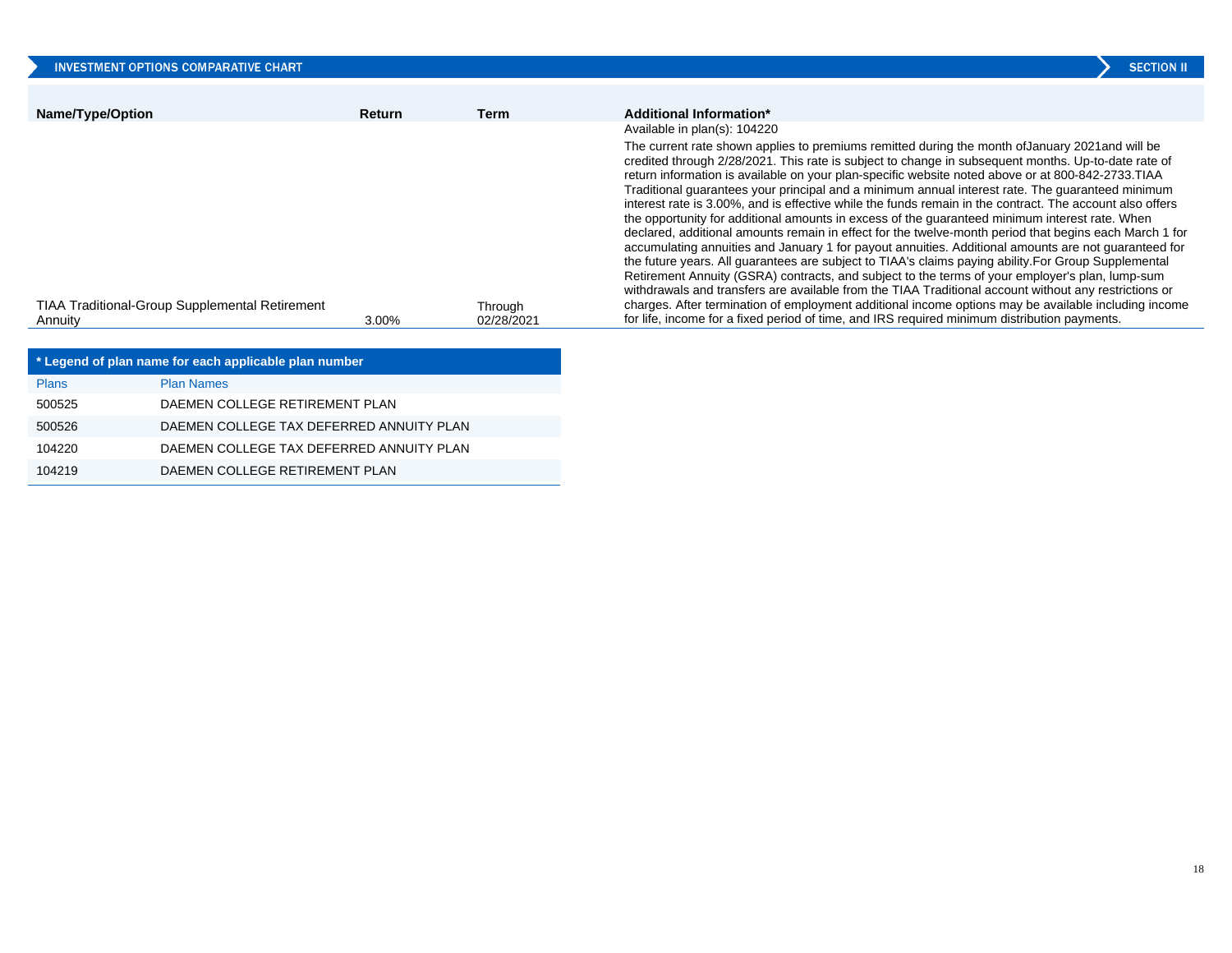## INVESTMENT OPTIONS COMPARATIVE CHART

| Name/Type/Option | Return | Term | Additional Information* |
|---|---|---|---|
| TIAA Traditional-Group Supplemental Retirement Annuity | 3.00% | Through 02/28/2021 | Available in plan(s): 104220<br><br>The current rate shown applies to premiums remitted during the month ofJanuary 2021and will be credited through 2/28/2021. This rate is subject to change in subsequent months. Up-to-date rate of return information is available on your plan-specific website noted above or at 800-842-2733.TIAA Traditional guarantees your principal and a minimum annual interest rate. The guaranteed minimum interest rate is 3.00%, and is effective while the funds remain in the contract. The account also offers the opportunity for additional amounts in excess of the guaranteed minimum interest rate. When declared, additional amounts remain in effect for the twelve-month period that begins each March 1 for accumulating annuities and January 1 for payout annuities. Additional amounts are not guaranteed for the future years. All guarantees are subject to TIAA's claims paying ability.For Group Supplemental Retirement Annuity (GSRA) contracts, and subject to the terms of your employer's plan, lump-sum withdrawals and transfers are available from the TIAA Traditional account without any restrictions or charges. After termination of employment additional income options may be available including income for life, income for a fixed period of time, and IRS required minimum distribution payments. |

**\* Legend of plan name for each applicable plan number**

| Plans | Plan Names |
|---|---|
| 500525 | DAEMEN COLLEGE RETIREMENT PLAN |
| 500526 | DAEMEN COLLEGE TAX DEFERRED ANNUITY PLAN |
| 104220 | DAEMEN COLLEGE TAX DEFERRED ANNUITY PLAN |
| 104219 | DAEMEN COLLEGE RETIREMENT PLAN |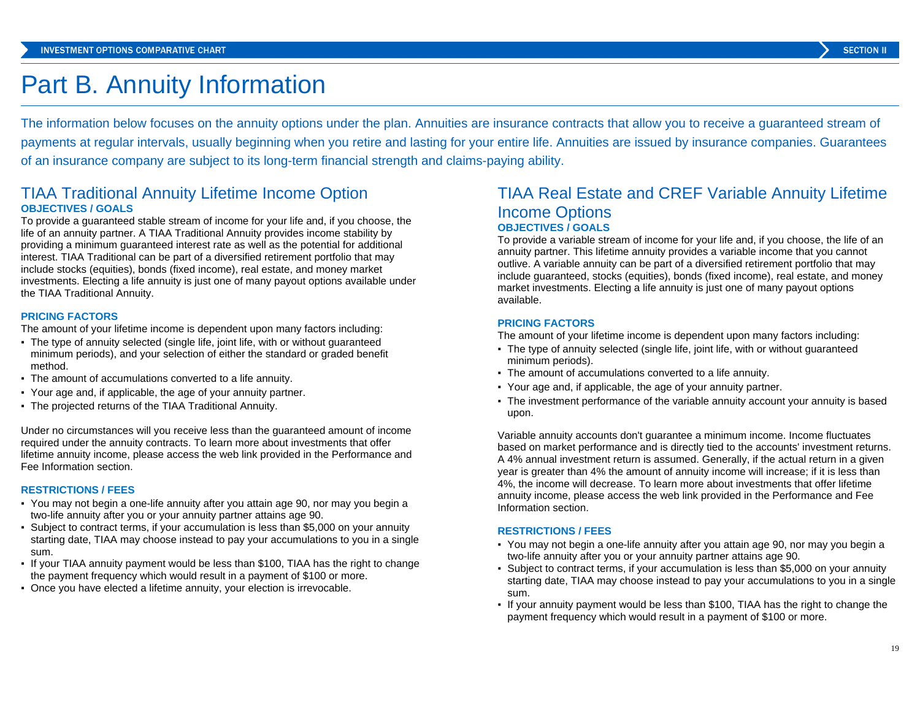# Part B. Annuity Information

The information below focuses on the annuity options under the plan. Annuities are insurance contracts that allow you to receive a guaranteed stream of payments at regular intervals, usually beginning when you retire and lasting for your entire life. Annuities are issued by insurance companies. Guarantees of an insurance company are subject to its long-term financial strength and claims-paying ability.

## TIAA Traditional Annuity Lifetime Income Option

### OBJECTIVES / GOALS

To provide a guaranteed stable stream of income for your life and, if you choose, the life of an annuity partner. A TIAA Traditional Annuity provides income stability by providing a minimum guaranteed interest rate as well as the potential for additional interest. TIAA Traditional can be part of a diversified retirement portfolio that may include stocks (equities), bonds (fixed income), real estate, and money market investments. Electing a life annuity is just one of many payout options available under the TIAA Traditional Annuity.

### PRICING FACTORS

The amount of your lifetime income is dependent upon many factors including:

- The type of annuity selected (single life, joint life, with or without guaranteed minimum periods), and your selection of either the standard or graded benefit method.
- The amount of accumulations converted to a life annuity.
- Your age and, if applicable, the age of your annuity partner.
- The projected returns of the TIAA Traditional Annuity.

Under no circumstances will you receive less than the guaranteed amount of income required under the annuity contracts. To learn more about investments that offer lifetime annuity income, please access the web link provided in the Performance and Fee Information section.

### RESTRICTIONS / FEES

- You may not begin a one-life annuity after you attain age 90, nor may you begin a two-life annuity after you or your annuity partner attains age 90.
- Subject to contract terms, if your accumulation is less than $5,000 on your annuity starting date, TIAA may choose instead to pay your accumulations to you in a single sum.
- If your TIAA annuity payment would be less than $100, TIAA has the right to change the payment frequency which would result in a payment of $100 or more.
- Once you have elected a lifetime annuity, your election is irrevocable.

## TIAA Real Estate and CREF Variable Annuity Lifetime Income Options

### OBJECTIVES / GOALS

To provide a variable stream of income for your life and, if you choose, the life of an annuity partner. This lifetime annuity provides a variable income that you cannot outlive. A variable annuity can be part of a diversified retirement portfolio that may include guaranteed, stocks (equities), bonds (fixed income), real estate, and money market investments. Electing a life annuity is just one of many payout options available.

### PRICING FACTORS

The amount of your lifetime income is dependent upon many factors including:

- The type of annuity selected (single life, joint life, with or without guaranteed minimum periods).
- The amount of accumulations converted to a life annuity.
- Your age and, if applicable, the age of your annuity partner.
- The investment performance of the variable annuity account your annuity is based upon.

Variable annuity accounts don't guarantee a minimum income. Income fluctuates based on market performance and is directly tied to the accounts' investment returns. A 4% annual investment return is assumed. Generally, if the actual return in a given year is greater than 4% the amount of annuity income will increase; if it is less than 4%, the income will decrease. To learn more about investments that offer lifetime annuity income, please access the web link provided in the Performance and Fee Information section.

### RESTRICTIONS / FEES

- You may not begin a one-life annuity after you attain age 90, nor may you begin a two-life annuity after you or your annuity partner attains age 90.
- Subject to contract terms, if your accumulation is less than $5,000 on your annuity starting date, TIAA may choose instead to pay your accumulations to you in a single sum.
- If your annuity payment would be less than $100, TIAA has the right to change the payment frequency which would result in a payment of $100 or more.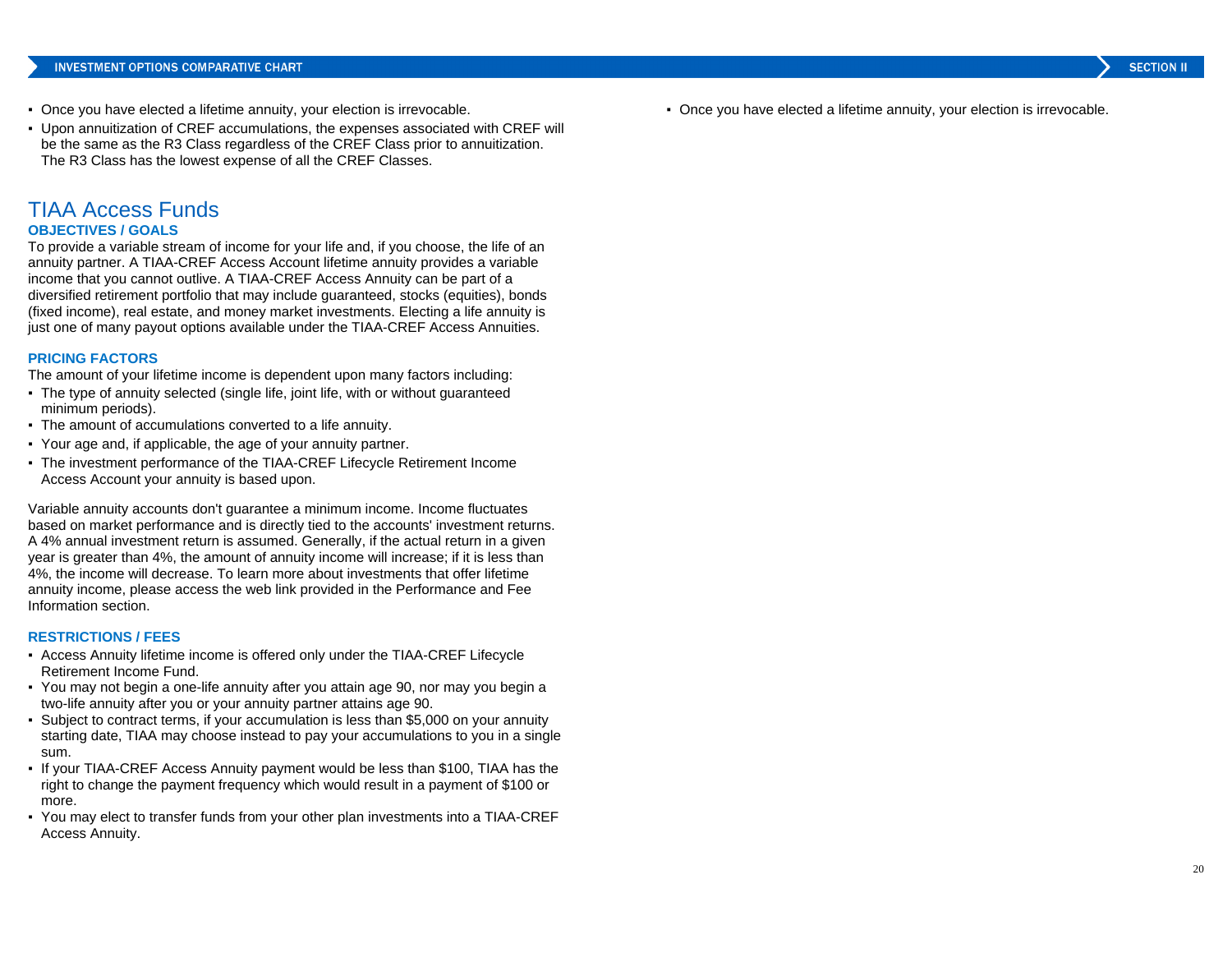- Once you have elected a lifetime annuity, your election is irrevocable.
- Upon annuitization of CREF accumulations, the expenses associated with CREF will be the same as the R3 Class regardless of the CREF Class prior to annuitization. The R3 Class has the lowest expense of all the CREF Classes.

## TIAA Access Funds

### OBJECTIVES / GOALS

To provide a variable stream of income for your life and, if you choose, the life of an annuity partner. A TIAA-CREF Access Account lifetime annuity provides a variable income that you cannot outlive. A TIAA-CREF Access Annuity can be part of a diversified retirement portfolio that may include guaranteed, stocks (equities), bonds (fixed income), real estate, and money market investments. Electing a life annuity is just one of many payout options available under the TIAA-CREF Access Annuities.

### PRICING FACTORS

The amount of your lifetime income is dependent upon many factors including:

- The type of annuity selected (single life, joint life, with or without guaranteed minimum periods).
- The amount of accumulations converted to a life annuity.
- Your age and, if applicable, the age of your annuity partner.
- The investment performance of the TIAA-CREF Lifecycle Retirement Income Access Account your annuity is based upon.

Variable annuity accounts don't guarantee a minimum income. Income fluctuates based on market performance and is directly tied to the accounts' investment returns. A 4% annual investment return is assumed. Generally, if the actual return in a given year is greater than 4%, the amount of annuity income will increase; if it is less than 4%, the income will decrease. To learn more about investments that offer lifetime annuity income, please access the web link provided in the Performance and Fee Information section.

### RESTRICTIONS / FEES

- Access Annuity lifetime income is offered only under the TIAA-CREF Lifecycle Retirement Income Fund.
- You may not begin a one-life annuity after you attain age 90, nor may you begin a two-life annuity after you or your annuity partner attains age 90.
- Subject to contract terms, if your accumulation is less than $5,000 on your annuity starting date, TIAA may choose instead to pay your accumulations to you in a single sum.
- If your TIAA-CREF Access Annuity payment would be less than $100, TIAA has the right to change the payment frequency which would result in a payment of $100 or more.
- You may elect to transfer funds from your other plan investments into a TIAA-CREF Access Annuity.
- Once you have elected a lifetime annuity, your election is irrevocable.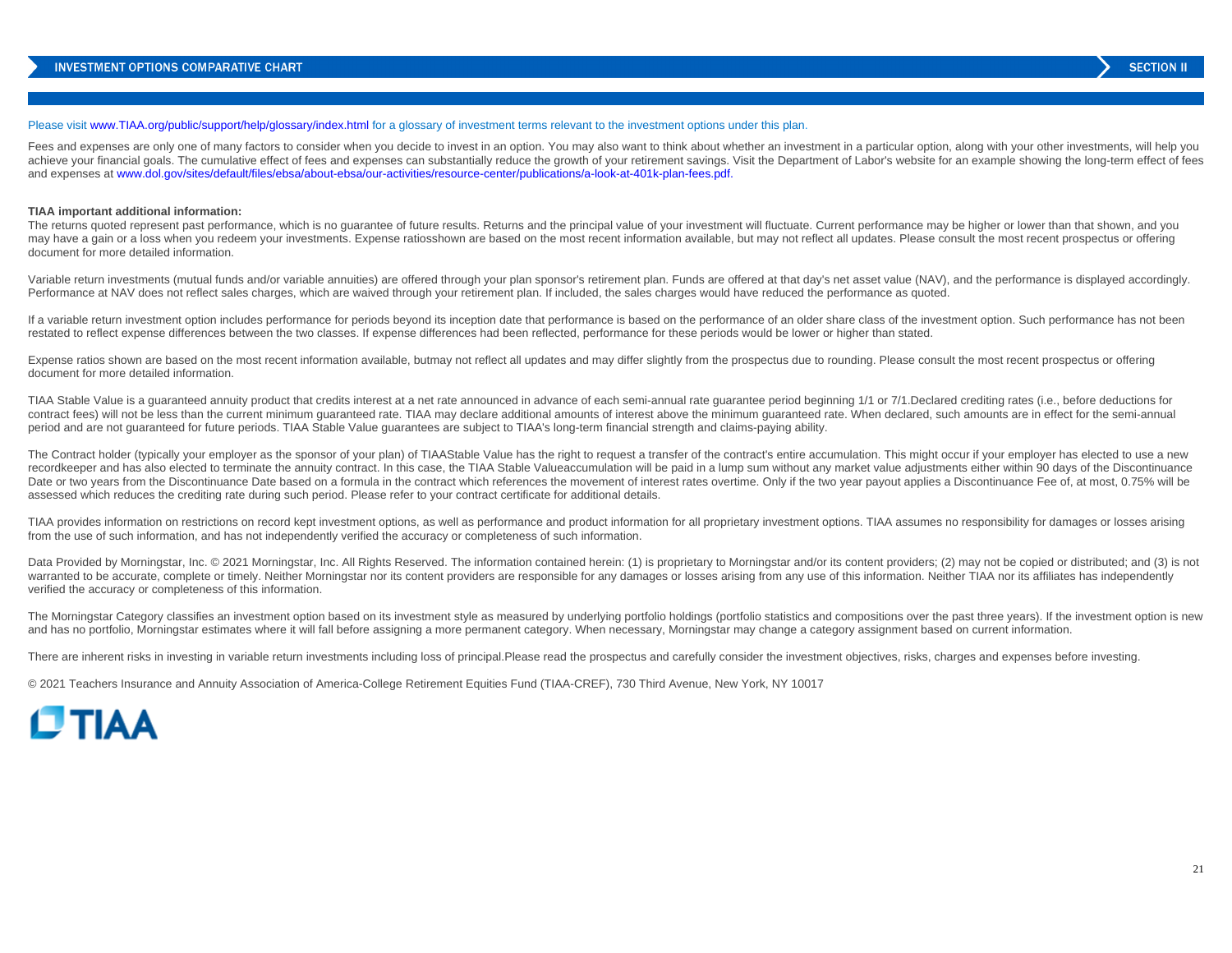Please visit www.TIAA.org/public/support/help/glossary/index.html for a glossary of investment terms relevant to the investment options under this plan.

Fees and expenses are only one of many factors to consider when you decide to invest in an option. You may also want to think about whether an investment in a particular option, along with your other investments, will help you achieve your financial goals. The cumulative effect of fees and expenses can substantially reduce the growth of your retirement savings. Visit the Department of Labor's website for an example showing the long-term effect of fees and expenses at www.dol.gov/sites/default/files/ebsa/about-ebsa/our-activities/resource-center/publications/a-look-at-401k-plan-fees.pdf.

**TIAA important additional information:**

The returns quoted represent past performance, which is no guarantee of future results. Returns and the principal value of your investment will fluctuate. Current performance may be higher or lower than that shown, and you may have a gain or a loss when you redeem your investments. Expense ratiosshown are based on the most recent information available, but may not reflect all updates. Please consult the most recent prospectus or offering document for more detailed information.

Variable return investments (mutual funds and/or variable annuities) are offered through your plan sponsor's retirement plan. Funds are offered at that day's net asset value (NAV), and the performance is displayed accordingly. Performance at NAV does not reflect sales charges, which are waived through your retirement plan. If included, the sales charges would have reduced the performance as quoted.

If a variable return investment option includes performance for periods beyond its inception date that performance is based on the performance of an older share class of the investment option. Such performance has not been restated to reflect expense differences between the two classes. If expense differences had been reflected, performance for these periods would be lower or higher than stated.

Expense ratios shown are based on the most recent information available, butmay not reflect all updates and may differ slightly from the prospectus due to rounding. Please consult the most recent prospectus or offering document for more detailed information.

TIAA Stable Value is a guaranteed annuity product that credits interest at a net rate announced in advance of each semi-annual rate guarantee period beginning 1/1 or 7/1.Declared crediting rates (i.e., before deductions for contract fees) will not be less than the current minimum guaranteed rate. TIAA may declare additional amounts of interest above the minimum guaranteed rate. When declared, such amounts are in effect for the semi-annual period and are not guaranteed for future periods. TIAA Stable Value guarantees are subject to TIAA's long-term financial strength and claims-paying ability.

The Contract holder (typically your employer as the sponsor of your plan) of TIAAStable Value has the right to request a transfer of the contract's entire accumulation. This might occur if your employer has elected to use a new recordkeeper and has also elected to terminate the annuity contract. In this case, the TIAA Stable Valueaccumulation will be paid in a lump sum without any market value adjustments either within 90 days of the Discontinuance Date or two years from the Discontinuance Date based on a formula in the contract which references the movement of interest rates overtime. Only if the two year payout applies a Discontinuance Fee of, at most, 0.75% will be assessed which reduces the crediting rate during such period. Please refer to your contract certificate for additional details.

TIAA provides information on restrictions on record kept investment options, as well as performance and product information for all proprietary investment options. TIAA assumes no responsibility for damages or losses arising from the use of such information, and has not independently verified the accuracy or completeness of such information.

Data Provided by Morningstar, Inc. © 2021 Morningstar, Inc. All Rights Reserved. The information contained herein: (1) is proprietary to Morningstar and/or its content providers; (2) may not be copied or distributed; and (3) is not warranted to be accurate, complete or timely. Neither Morningstar nor its content providers are responsible for any damages or losses arising from any use of this information. Neither TIAA nor its affiliates has independently verified the accuracy or completeness of this information.

The Morningstar Category classifies an investment option based on its investment style as measured by underlying portfolio holdings (portfolio statistics and compositions over the past three years). If the investment option is new and has no portfolio, Morningstar estimates where it will fall before assigning a more permanent category. When necessary, Morningstar may change a category assignment based on current information.

There are inherent risks in investing in variable return investments including loss of principal.Please read the prospectus and carefully consider the investment objectives, risks, charges and expenses before investing.

© 2021 Teachers Insurance and Annuity Association of America-College Retirement Equities Fund (TIAA-CREF), 730 Third Avenue, New York, NY 10017

TIAA